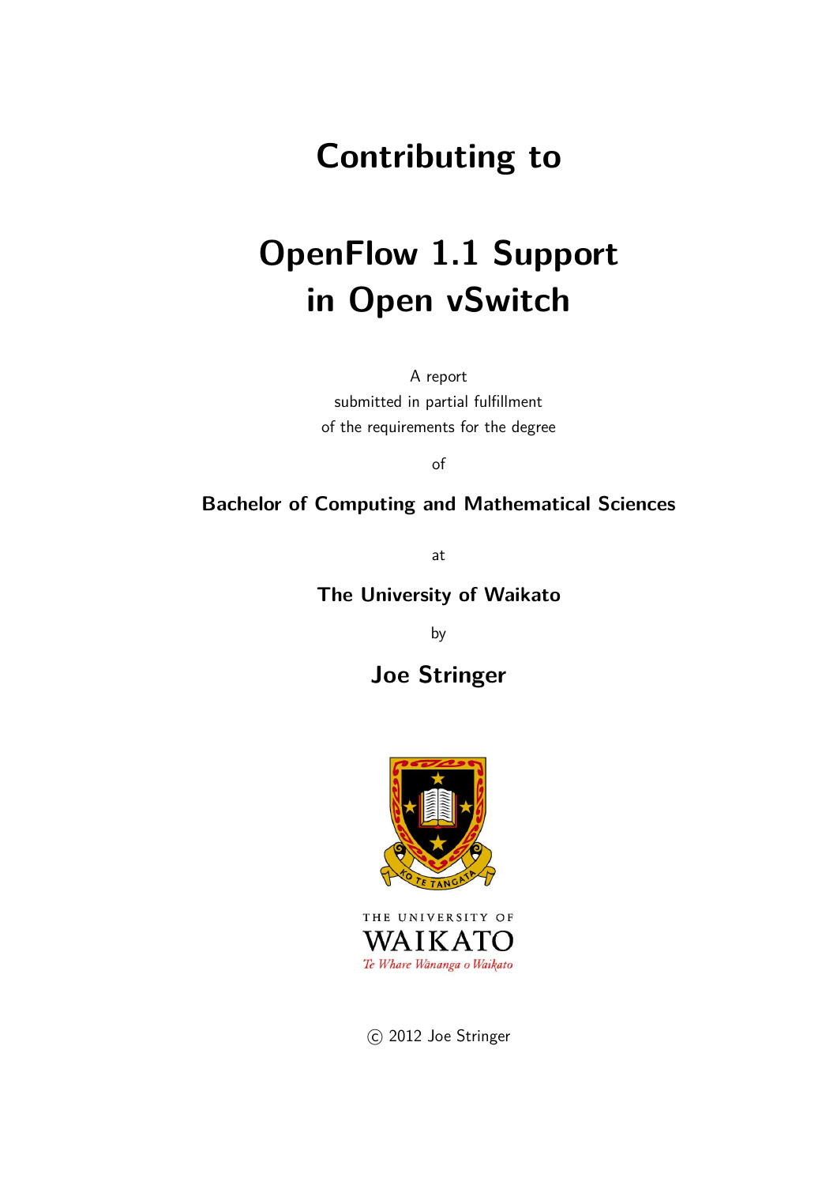# Contributing to

# OpenFlow 1.1 Support in Open vSwitch

A report
submitted in partial fulfillment
of the requirements for the degree

of

**Bachelor of Computing and Mathematical Sciences**

at

**The University of Waikato**

by

**Joe Stringer**

THE UNIVERSITY OF
WAIKATO
*Te Whare Wānanga o Waikato*

© 2012 Joe Stringer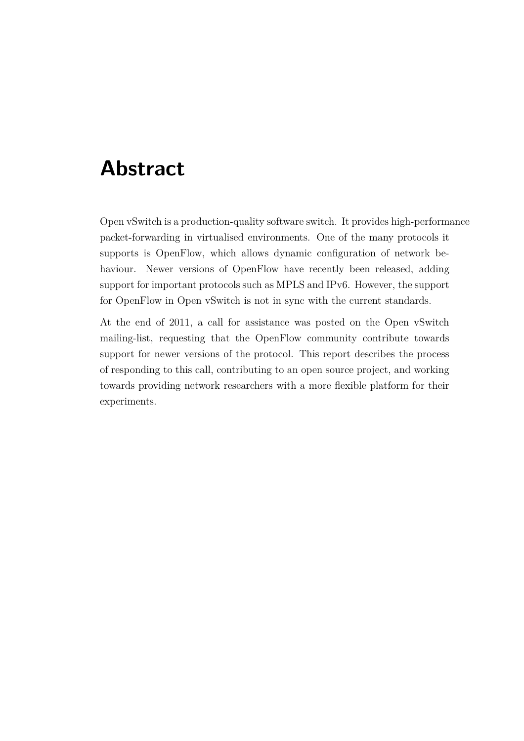# Abstract

Open vSwitch is a production-quality software switch. It provides high-performance packet-forwarding in virtualised environments. One of the many protocols it supports is OpenFlow, which allows dynamic configuration of network behaviour. Newer versions of OpenFlow have recently been released, adding support for important protocols such as MPLS and IPv6. However, the support for OpenFlow in Open vSwitch is not in sync with the current standards.

At the end of 2011, a call for assistance was posted on the Open vSwitch mailing-list, requesting that the OpenFlow community contribute towards support for newer versions of the protocol. This report describes the process of responding to this call, contributing to an open source project, and working towards providing network researchers with a more flexible platform for their experiments.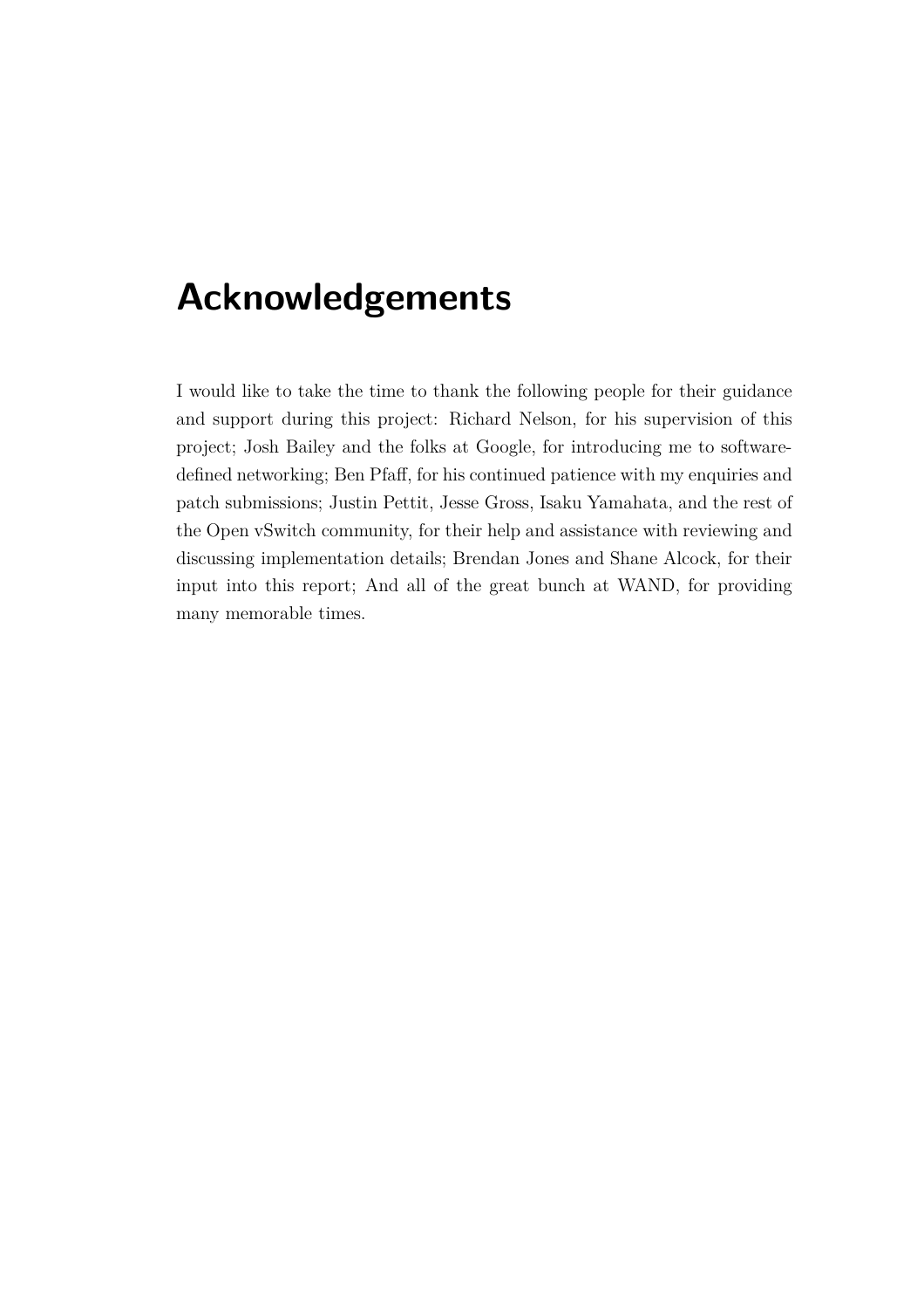# Acknowledgements

I would like to take the time to thank the following people for their guidance and support during this project: Richard Nelson, for his supervision of this project; Josh Bailey and the folks at Google, for introducing me to software-defined networking; Ben Pfaff, for his continued patience with my enquiries and patch submissions; Justin Pettit, Jesse Gross, Isaku Yamahata, and the rest of the Open vSwitch community, for their help and assistance with reviewing and discussing implementation details; Brendan Jones and Shane Alcock, for their input into this report; And all of the great bunch at WAND, for providing many memorable times.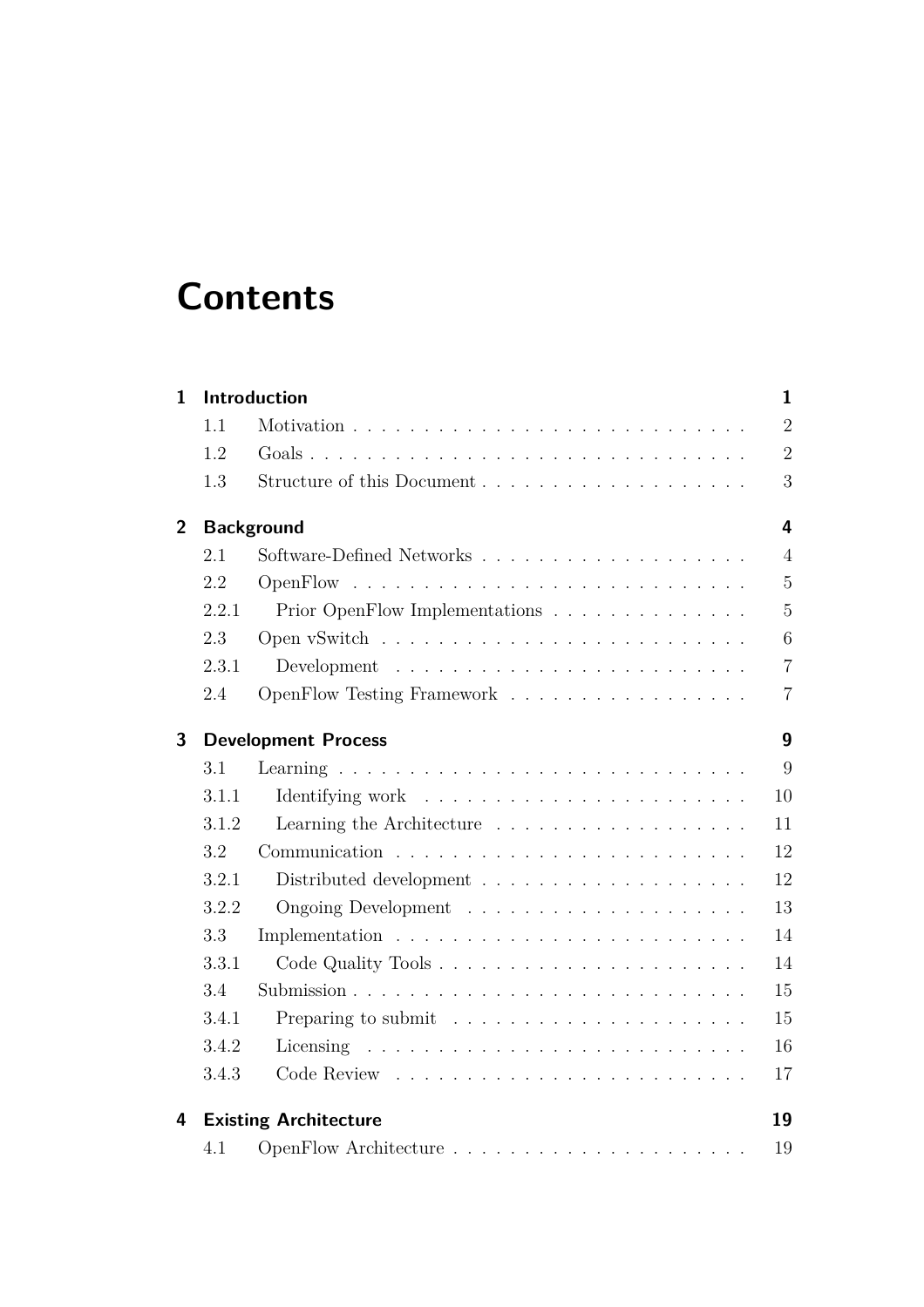# Contents

| | | |
|---|---|---|
| **1** | **Introduction** | **1** |
| 1.1 | Motivation | 2 |
| 1.2 | Goals | 2 |
| 1.3 | Structure of this Document | 3 |
| **2** | **Background** | **4** |
| 2.1 | Software-Defined Networks | 4 |
| 2.2 | OpenFlow | 5 |
| 2.2.1 | Prior OpenFlow Implementations | 5 |
| 2.3 | Open vSwitch | 6 |
| 2.3.1 | Development | 7 |
| 2.4 | OpenFlow Testing Framework | 7 |
| **3** | **Development Process** | **9** |
| 3.1 | Learning | 9 |
| 3.1.1 | Identifying work | 10 |
| 3.1.2 | Learning the Architecture | 11 |
| 3.2 | Communication | 12 |
| 3.2.1 | Distributed development | 12 |
| 3.2.2 | Ongoing Development | 13 |
| 3.3 | Implementation | 14 |
| 3.3.1 | Code Quality Tools | 14 |
| 3.4 | Submission | 15 |
| 3.4.1 | Preparing to submit | 15 |
| 3.4.2 | Licensing | 16 |
| 3.4.3 | Code Review | 17 |
| **4** | **Existing Architecture** | **19** |
| 4.1 | OpenFlow Architecture | 19 |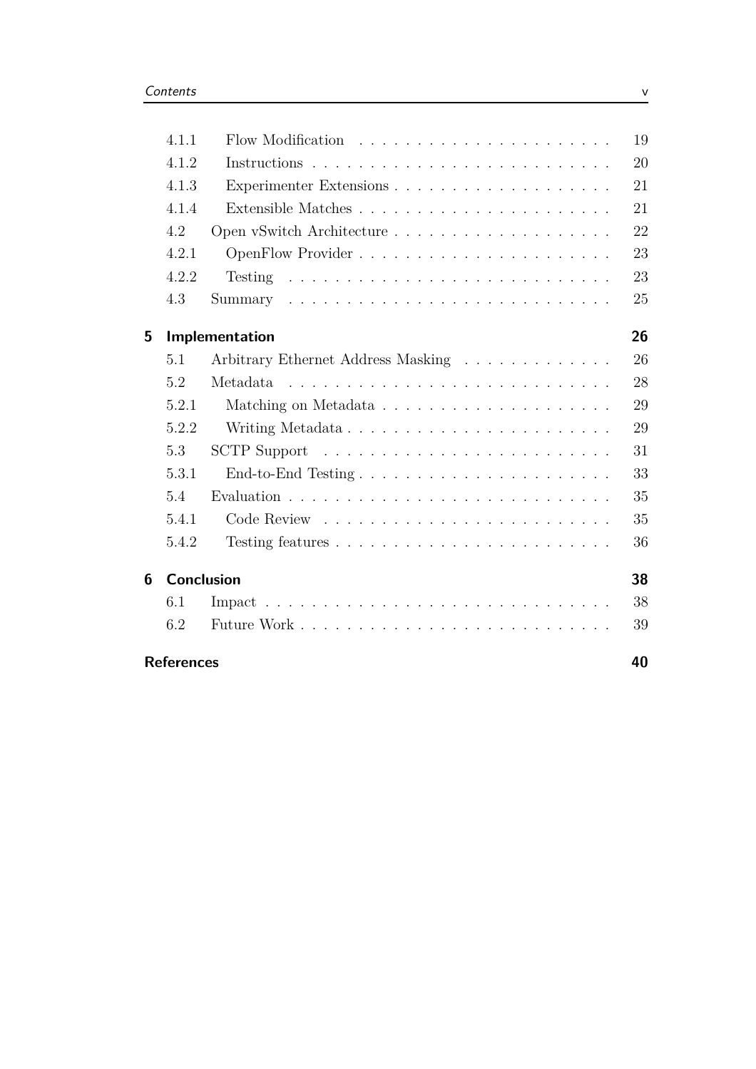| | | |
|---|---|---|
| 4.1.1 | Flow Modification | 19 |
| 4.1.2 | Instructions | 20 |
| 4.1.3 | Experimenter Extensions | 21 |
| 4.1.4 | Extensible Matches | 21 |
| 4.2 | Open vSwitch Architecture | 22 |
| 4.2.1 | OpenFlow Provider | 23 |
| 4.2.2 | Testing | 23 |
| 4.3 | Summary | 25 |
| **5** | **Implementation** | **26** |
| 5.1 | Arbitrary Ethernet Address Masking | 26 |
| 5.2 | Metadata | 28 |
| 5.2.1 | Matching on Metadata | 29 |
| 5.2.2 | Writing Metadata | 29 |
| 5.3 | SCTP Support | 31 |
| 5.3.1 | End-to-End Testing | 33 |
| 5.4 | Evaluation | 35 |
| 5.4.1 | Code Review | 35 |
| 5.4.2 | Testing features | 36 |
| **6** | **Conclusion** | **38** |
| 6.1 | Impact | 38 |
| 6.2 | Future Work | 39 |
| **References** | | **40** |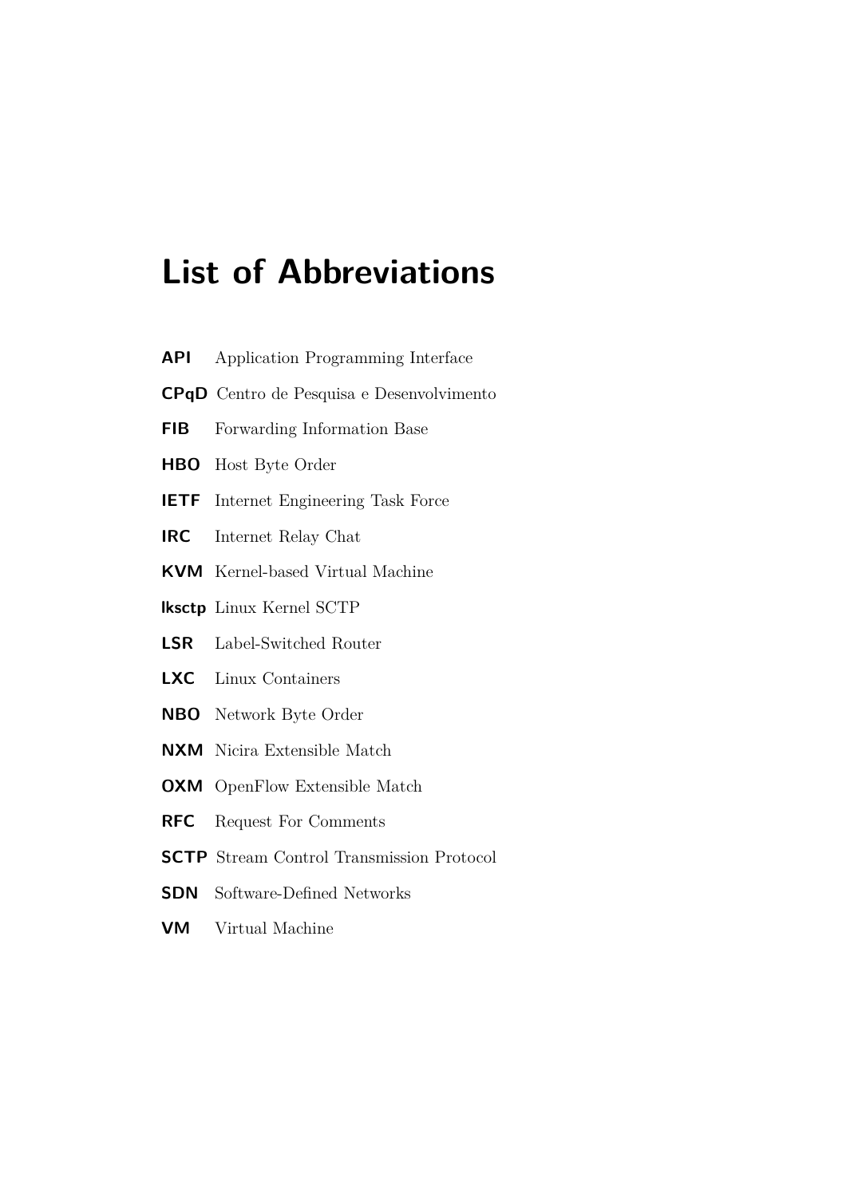# List of Abbreviations

**API** Application Programming Interface

**CPqD** Centro de Pesquisa e Desenvolvimento

**FIB** Forwarding Information Base

**HBO** Host Byte Order

**IETF** Internet Engineering Task Force

**IRC** Internet Relay Chat

**KVM** Kernel-based Virtual Machine

**lksctp** Linux Kernel SCTP

**LSR** Label-Switched Router

**LXC** Linux Containers

**NBO** Network Byte Order

**NXM** Nicira Extensible Match

**OXM** OpenFlow Extensible Match

**RFC** Request For Comments

**SCTP** Stream Control Transmission Protocol

**SDN** Software-Defined Networks

**VM** Virtual Machine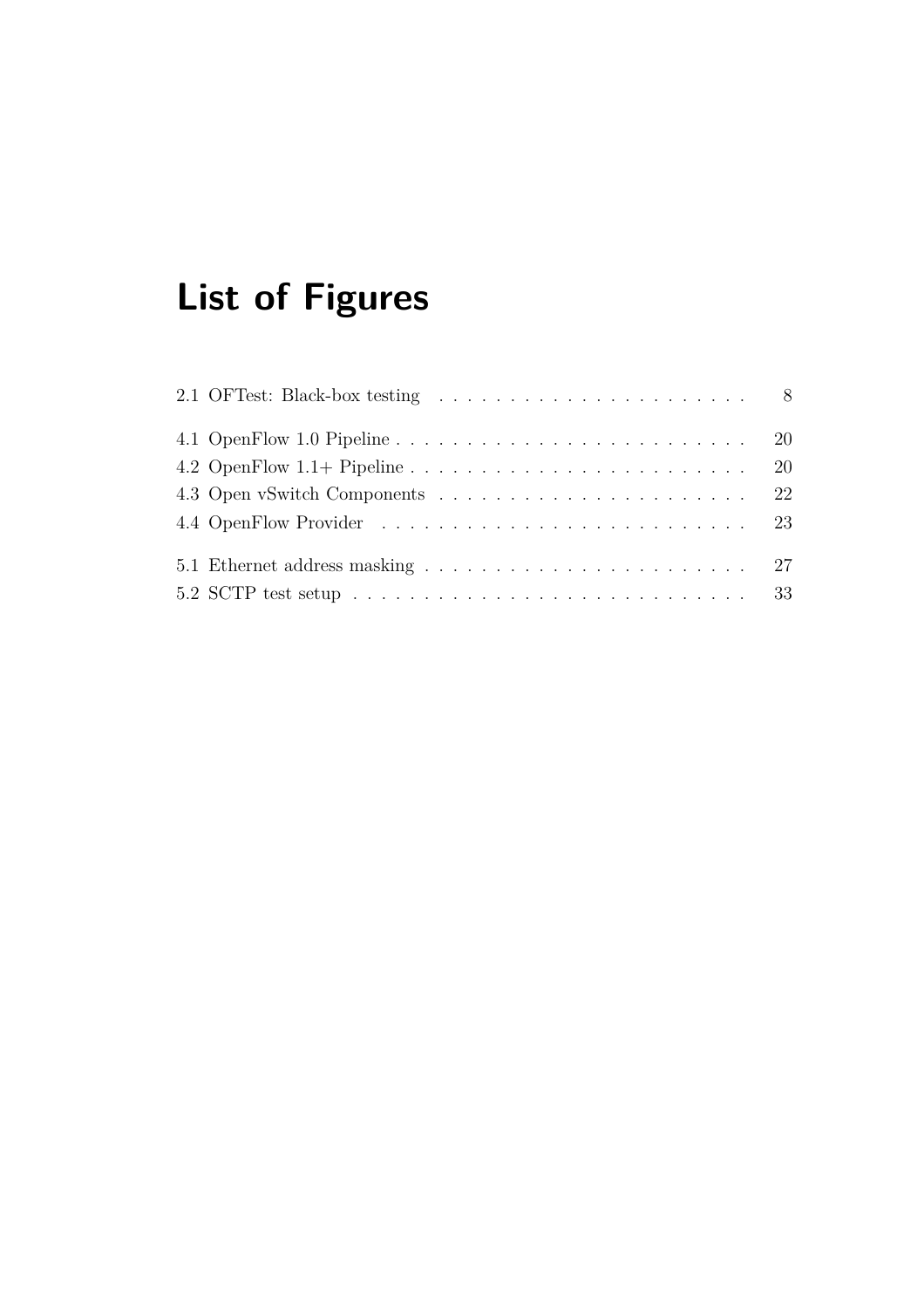# List of Figures

2.1 OFTest: Black-box testing . . . . . . . . . . . . . . . . . . . . . . 8

4.1 OpenFlow 1.0 Pipeline . . . . . . . . . . . . . . . . . . . . . . . . . 20
4.2 OpenFlow 1.1+ Pipeline . . . . . . . . . . . . . . . . . . . . . . . . 20
4.3 Open vSwitch Components . . . . . . . . . . . . . . . . . . . . . . 22
4.4 OpenFlow Provider . . . . . . . . . . . . . . . . . . . . . . . . . . 23

5.1 Ethernet address masking . . . . . . . . . . . . . . . . . . . . . . . 27
5.2 SCTP test setup . . . . . . . . . . . . . . . . . . . . . . . . . . . . 33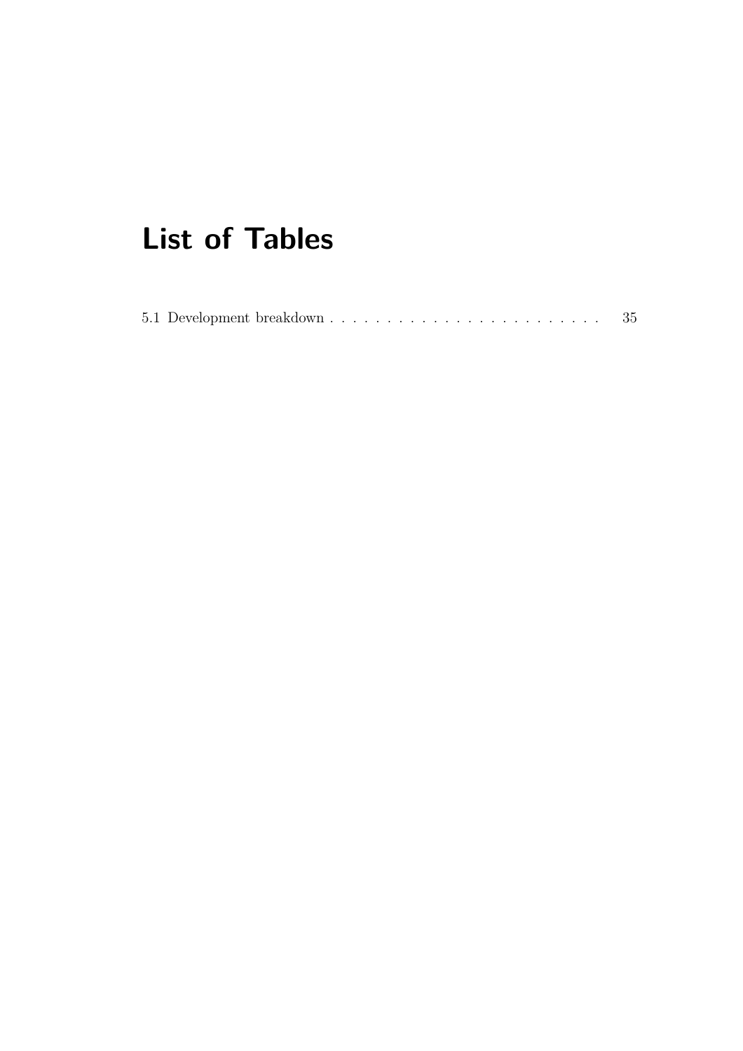# List of Tables

5.1 Development breakdown . . . . . . . . . . . . . . . . . . . . . . . . . 35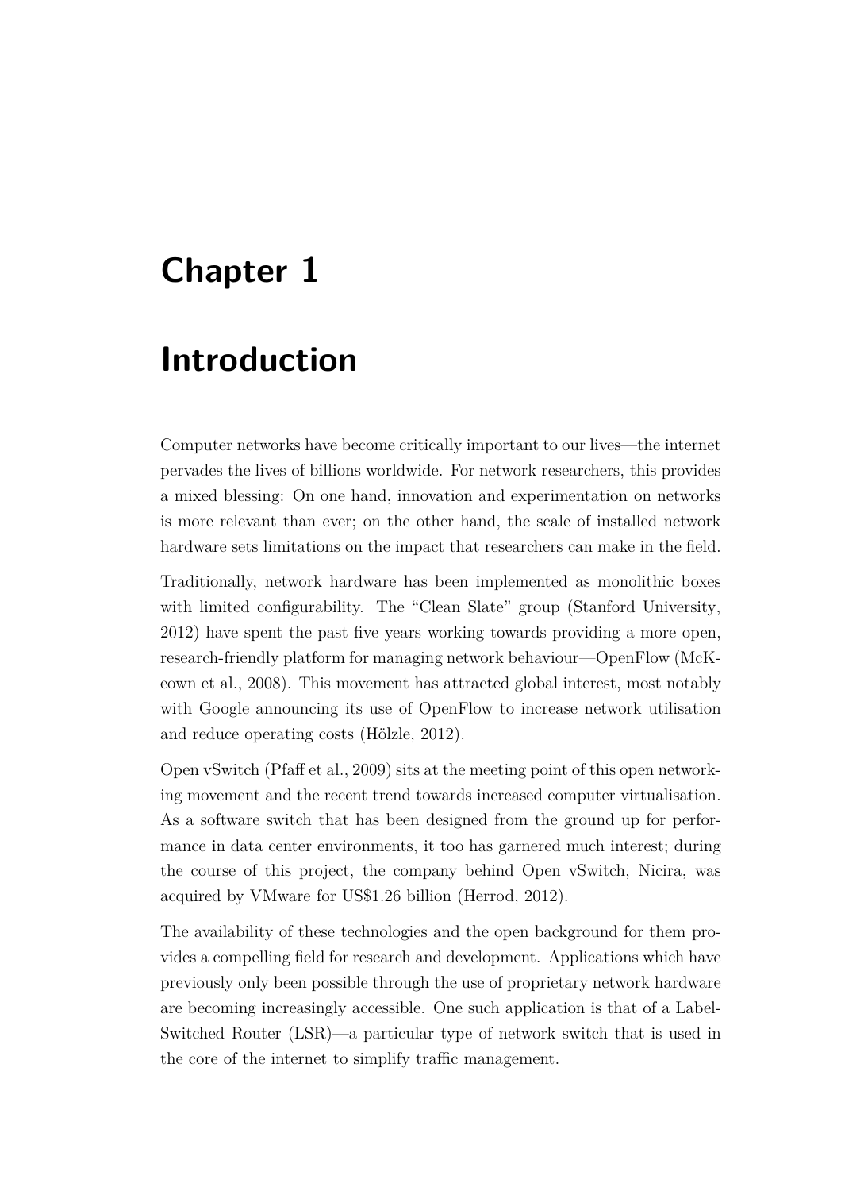# Chapter 1

# Introduction

Computer networks have become critically important to our lives—the internet pervades the lives of billions worldwide. For network researchers, this provides a mixed blessing: On one hand, innovation and experimentation on networks is more relevant than ever; on the other hand, the scale of installed network hardware sets limitations on the impact that researchers can make in the field.

Traditionally, network hardware has been implemented as monolithic boxes with limited configurability. The "Clean Slate" group (Stanford University, 2012) have spent the past five years working towards providing a more open, research-friendly platform for managing network behaviour—OpenFlow (McKeown et al., 2008). This movement has attracted global interest, most notably with Google announcing its use of OpenFlow to increase network utilisation and reduce operating costs (Hölzle, 2012).

Open vSwitch (Pfaff et al., 2009) sits at the meeting point of this open networking movement and the recent trend towards increased computer virtualisation. As a software switch that has been designed from the ground up for performance in data center environments, it too has garnered much interest; during the course of this project, the company behind Open vSwitch, Nicira, was acquired by VMware for US$1.26 billion (Herrod, 2012).

The availability of these technologies and the open background for them provides a compelling field for research and development. Applications which have previously only been possible through the use of proprietary network hardware are becoming increasingly accessible. One such application is that of a Label-Switched Router (LSR)—a particular type of network switch that is used in the core of the internet to simplify traffic management.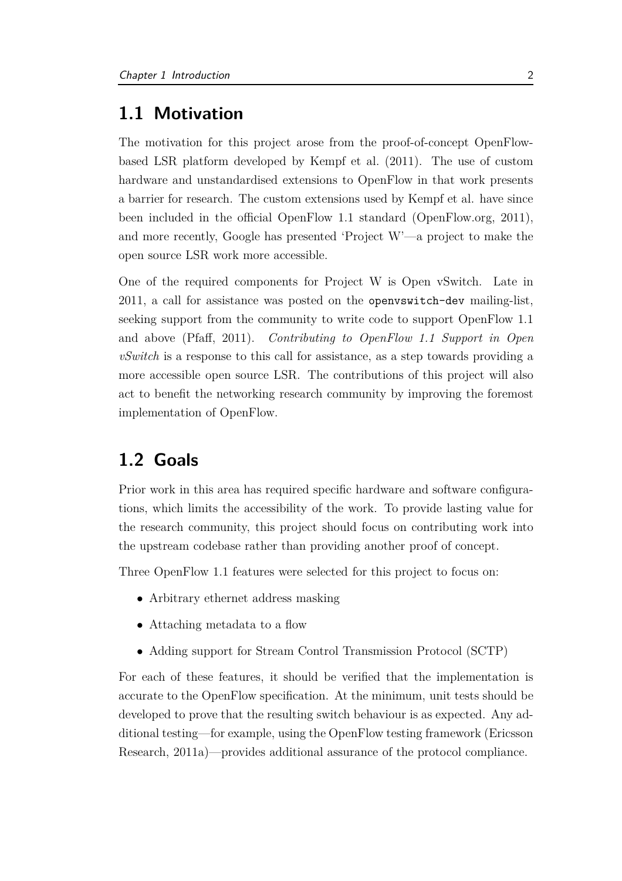## 1.1 Motivation

The motivation for this project arose from the proof-of-concept OpenFlow-based LSR platform developed by Kempf et al. (2011). The use of custom hardware and unstandardised extensions to OpenFlow in that work presents a barrier for research. The custom extensions used by Kempf et al. have since been included in the official OpenFlow 1.1 standard (OpenFlow.org, 2011), and more recently, Google has presented 'Project W'—a project to make the open source LSR work more accessible.

One of the required components for Project W is Open vSwitch. Late in 2011, a call for assistance was posted on the `openvswitch-dev` mailing-list, seeking support from the community to write code to support OpenFlow 1.1 and above (Pfaff, 2011). *Contributing to OpenFlow 1.1 Support in Open vSwitch* is a response to this call for assistance, as a step towards providing a more accessible open source LSR. The contributions of this project will also act to benefit the networking research community by improving the foremost implementation of OpenFlow.

## 1.2 Goals

Prior work in this area has required specific hardware and software configurations, which limits the accessibility of the work. To provide lasting value for the research community, this project should focus on contributing work into the upstream codebase rather than providing another proof of concept.

Three OpenFlow 1.1 features were selected for this project to focus on:

- Arbitrary ethernet address masking
- Attaching metadata to a flow
- Adding support for Stream Control Transmission Protocol (SCTP)

For each of these features, it should be verified that the implementation is accurate to the OpenFlow specification. At the minimum, unit tests should be developed to prove that the resulting switch behaviour is as expected. Any additional testing—for example, using the OpenFlow testing framework (Ericsson Research, 2011a)—provides additional assurance of the protocol compliance.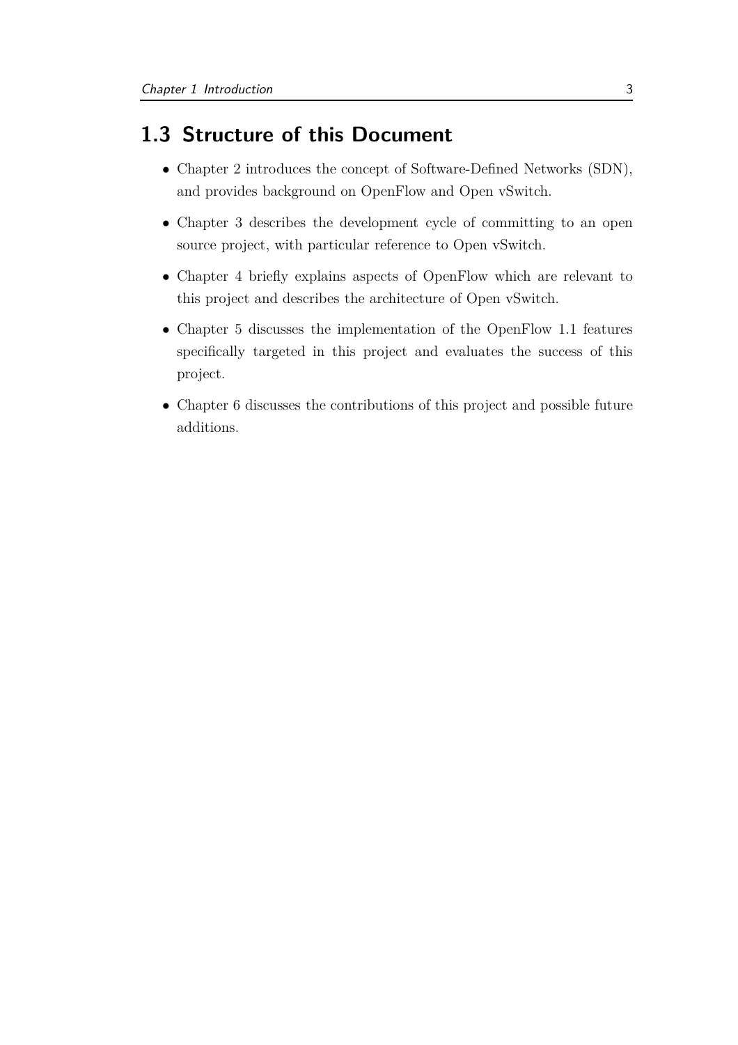## 1.3 Structure of this Document

- Chapter 2 introduces the concept of Software-Defined Networks (SDN), and provides background on OpenFlow and Open vSwitch.
- Chapter 3 describes the development cycle of committing to an open source project, with particular reference to Open vSwitch.
- Chapter 4 briefly explains aspects of OpenFlow which are relevant to this project and describes the architecture of Open vSwitch.
- Chapter 5 discusses the implementation of the OpenFlow 1.1 features specifically targeted in this project and evaluates the success of this project.
- Chapter 6 discusses the contributions of this project and possible future additions.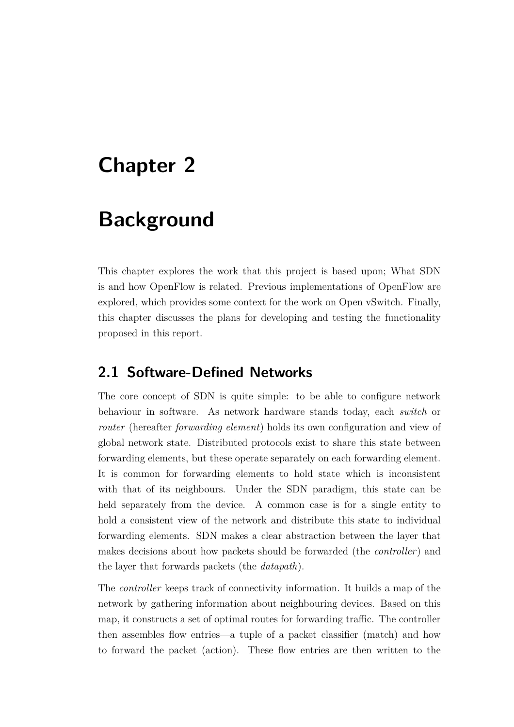# Chapter 2

# Background

This chapter explores the work that this project is based upon; What SDN is and how OpenFlow is related. Previous implementations of OpenFlow are explored, which provides some context for the work on Open vSwitch. Finally, this chapter discusses the plans for developing and testing the functionality proposed in this report.

## 2.1 Software-Defined Networks

The core concept of SDN is quite simple: to be able to configure network behaviour in software. As network hardware stands today, each *switch* or *router* (hereafter *forwarding element*) holds its own configuration and view of global network state. Distributed protocols exist to share this state between forwarding elements, but these operate separately on each forwarding element. It is common for forwarding elements to hold state which is inconsistent with that of its neighbours. Under the SDN paradigm, this state can be held separately from the device. A common case is for a single entity to hold a consistent view of the network and distribute this state to individual forwarding elements. SDN makes a clear abstraction between the layer that makes decisions about how packets should be forwarded (the *controller*) and the layer that forwards packets (the *datapath*).

The *controller* keeps track of connectivity information. It builds a map of the network by gathering information about neighbouring devices. Based on this map, it constructs a set of optimal routes for forwarding traffic. The controller then assembles flow entries—a tuple of a packet classifier (match) and how to forward the packet (action). These flow entries are then written to the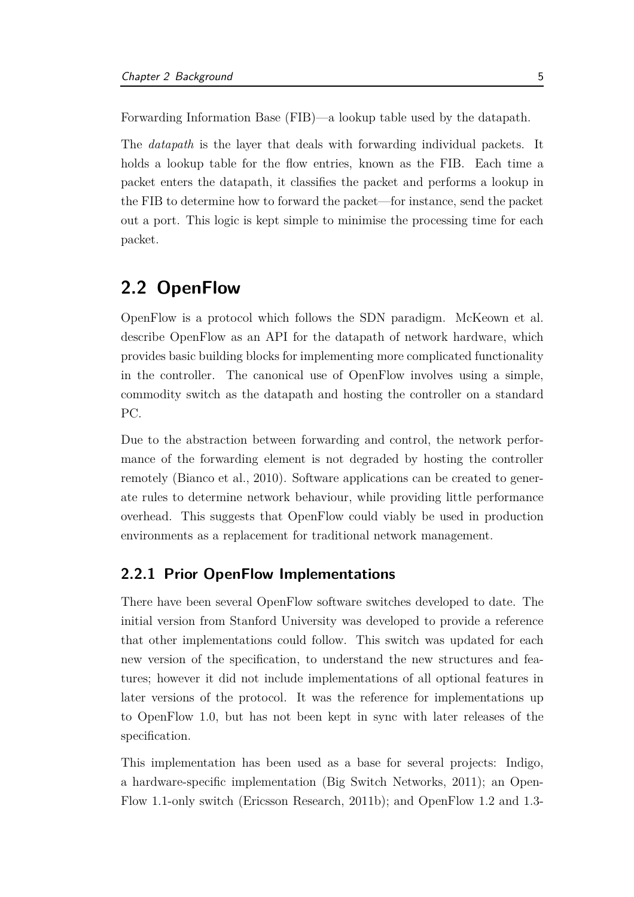Forwarding Information Base (FIB)—a lookup table used by the datapath.

The *datapath* is the layer that deals with forwarding individual packets. It holds a lookup table for the flow entries, known as the FIB. Each time a packet enters the datapath, it classifies the packet and performs a lookup in the FIB to determine how to forward the packet—for instance, send the packet out a port. This logic is kept simple to minimise the processing time for each packet.

## 2.2 OpenFlow

OpenFlow is a protocol which follows the SDN paradigm. McKeown et al. describe OpenFlow as an API for the datapath of network hardware, which provides basic building blocks for implementing more complicated functionality in the controller. The canonical use of OpenFlow involves using a simple, commodity switch as the datapath and hosting the controller on a standard PC.

Due to the abstraction between forwarding and control, the network performance of the forwarding element is not degraded by hosting the controller remotely (Bianco et al., 2010). Software applications can be created to generate rules to determine network behaviour, while providing little performance overhead. This suggests that OpenFlow could viably be used in production environments as a replacement for traditional network management.

### 2.2.1 Prior OpenFlow Implementations

There have been several OpenFlow software switches developed to date. The initial version from Stanford University was developed to provide a reference that other implementations could follow. This switch was updated for each new version of the specification, to understand the new structures and features; however it did not include implementations of all optional features in later versions of the protocol. It was the reference for implementations up to OpenFlow 1.0, but has not been kept in sync with later releases of the specification.

This implementation has been used as a base for several projects: Indigo, a hardware-specific implementation (Big Switch Networks, 2011); an OpenFlow 1.1-only switch (Ericsson Research, 2011b); and OpenFlow 1.2 and 1.3-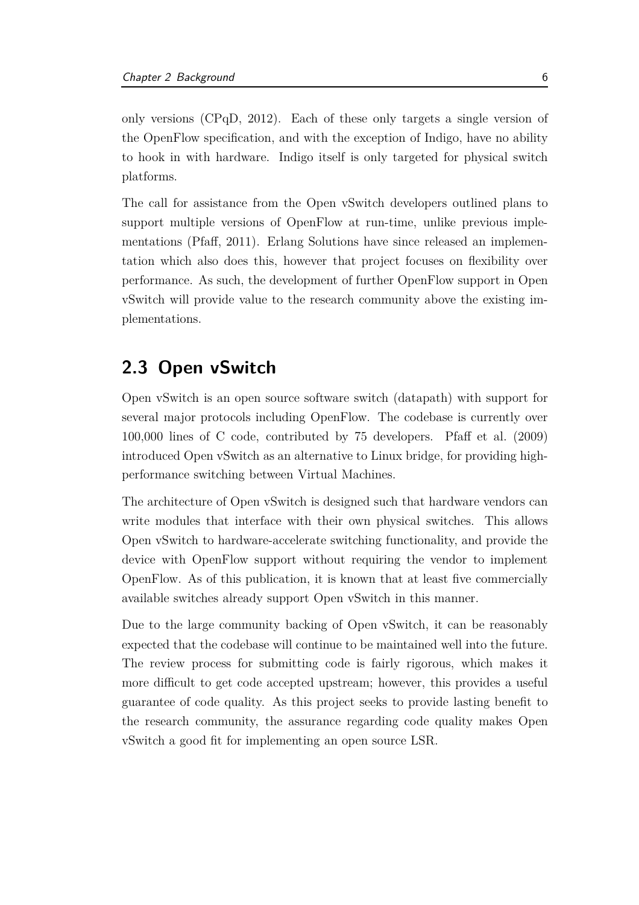only versions (CPqD, 2012). Each of these only targets a single version of the OpenFlow specification, and with the exception of Indigo, have no ability to hook in with hardware. Indigo itself is only targeted for physical switch platforms.

The call for assistance from the Open vSwitch developers outlined plans to support multiple versions of OpenFlow at run-time, unlike previous implementations (Pfaff, 2011). Erlang Solutions have since released an implementation which also does this, however that project focuses on flexibility over performance. As such, the development of further OpenFlow support in Open vSwitch will provide value to the research community above the existing implementations.

## 2.3 Open vSwitch

Open vSwitch is an open source software switch (datapath) with support for several major protocols including OpenFlow. The codebase is currently over 100,000 lines of C code, contributed by 75 developers. Pfaff et al. (2009) introduced Open vSwitch as an alternative to Linux bridge, for providing high-performance switching between Virtual Machines.

The architecture of Open vSwitch is designed such that hardware vendors can write modules that interface with their own physical switches. This allows Open vSwitch to hardware-accelerate switching functionality, and provide the device with OpenFlow support without requiring the vendor to implement OpenFlow. As of this publication, it is known that at least five commercially available switches already support Open vSwitch in this manner.

Due to the large community backing of Open vSwitch, it can be reasonably expected that the codebase will continue to be maintained well into the future. The review process for submitting code is fairly rigorous, which makes it more difficult to get code accepted upstream; however, this provides a useful guarantee of code quality. As this project seeks to provide lasting benefit to the research community, the assurance regarding code quality makes Open vSwitch a good fit for implementing an open source LSR.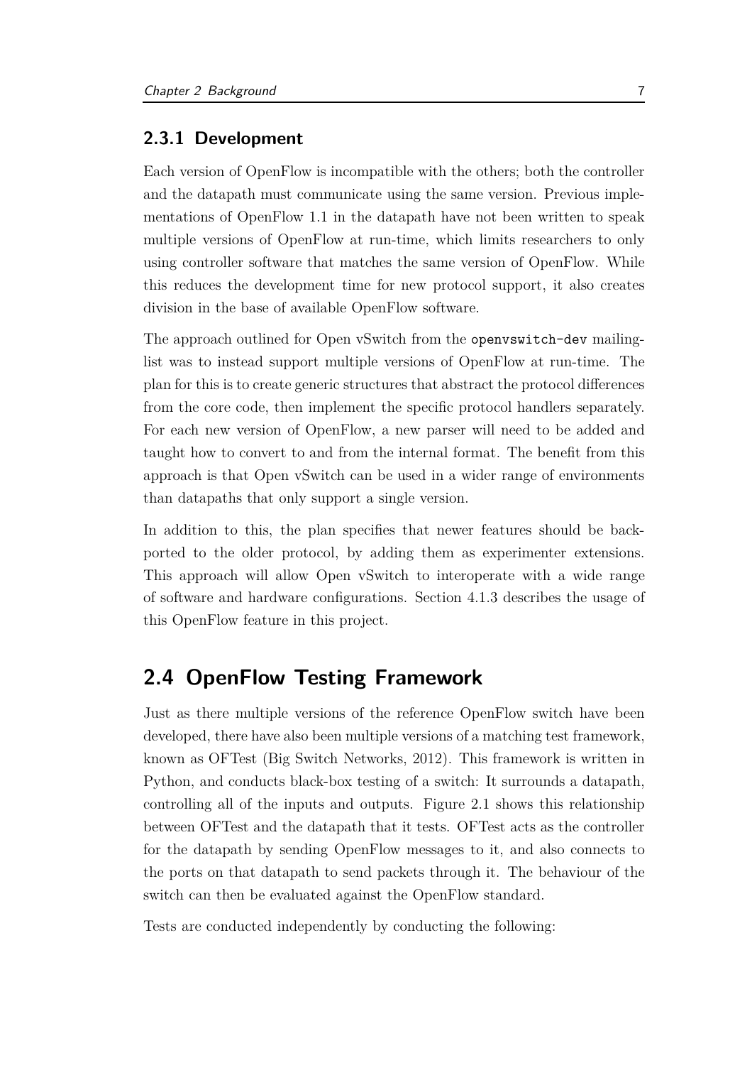### 2.3.1 Development

Each version of OpenFlow is incompatible with the others; both the controller and the datapath must communicate using the same version. Previous implementations of OpenFlow 1.1 in the datapath have not been written to speak multiple versions of OpenFlow at run-time, which limits researchers to only using controller software that matches the same version of OpenFlow. While this reduces the development time for new protocol support, it also creates division in the base of available OpenFlow software.

The approach outlined for Open vSwitch from the `openvswitch-dev` mailing-list was to instead support multiple versions of OpenFlow at run-time. The plan for this is to create generic structures that abstract the protocol differences from the core code, then implement the specific protocol handlers separately. For each new version of OpenFlow, a new parser will need to be added and taught how to convert to and from the internal format. The benefit from this approach is that Open vSwitch can be used in a wider range of environments than datapaths that only support a single version.

In addition to this, the plan specifies that newer features should be backported to the older protocol, by adding them as experimenter extensions. This approach will allow Open vSwitch to interoperate with a wide range of software and hardware configurations. Section 4.1.3 describes the usage of this OpenFlow feature in this project.

## 2.4 OpenFlow Testing Framework

Just as there multiple versions of the reference OpenFlow switch have been developed, there have also been multiple versions of a matching test framework, known as OFTest (Big Switch Networks, 2012). This framework is written in Python, and conducts black-box testing of a switch: It surrounds a datapath, controlling all of the inputs and outputs. Figure 2.1 shows this relationship between OFTest and the datapath that it tests. OFTest acts as the controller for the datapath by sending OpenFlow messages to it, and also connects to the ports on that datapath to send packets through it. The behaviour of the switch can then be evaluated against the OpenFlow standard.

Tests are conducted independently by conducting the following: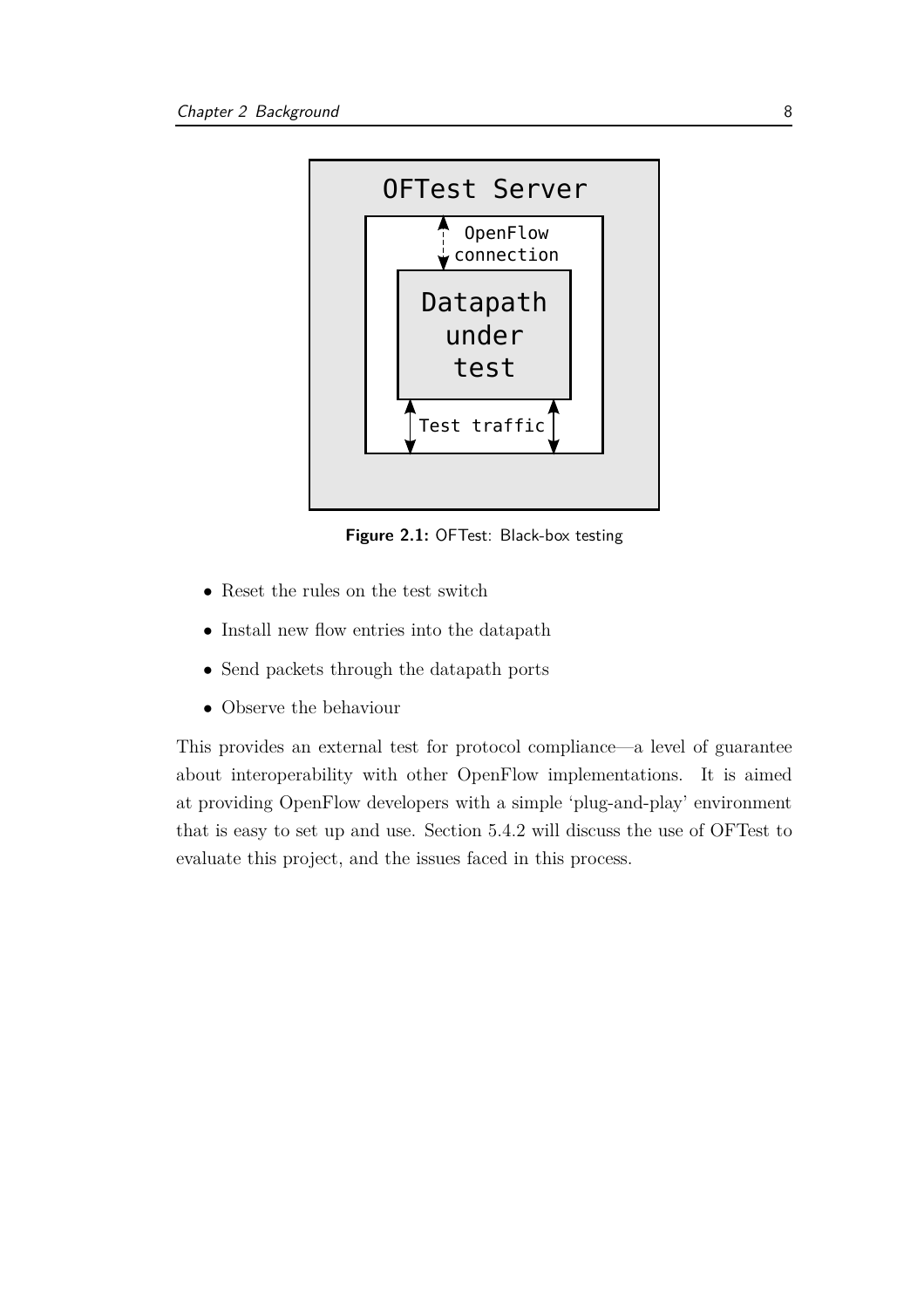**Figure 2.1:** OFTest: Black-box testing

- Reset the rules on the test switch
- Install new flow entries into the datapath
- Send packets through the datapath ports
- Observe the behaviour

This provides an external test for protocol compliance—a level of guarantee about interoperability with other OpenFlow implementations. It is aimed at providing OpenFlow developers with a simple 'plug-and-play' environment that is easy to set up and use. Section 5.4.2 will discuss the use of OFTest to evaluate this project, and the issues faced in this process.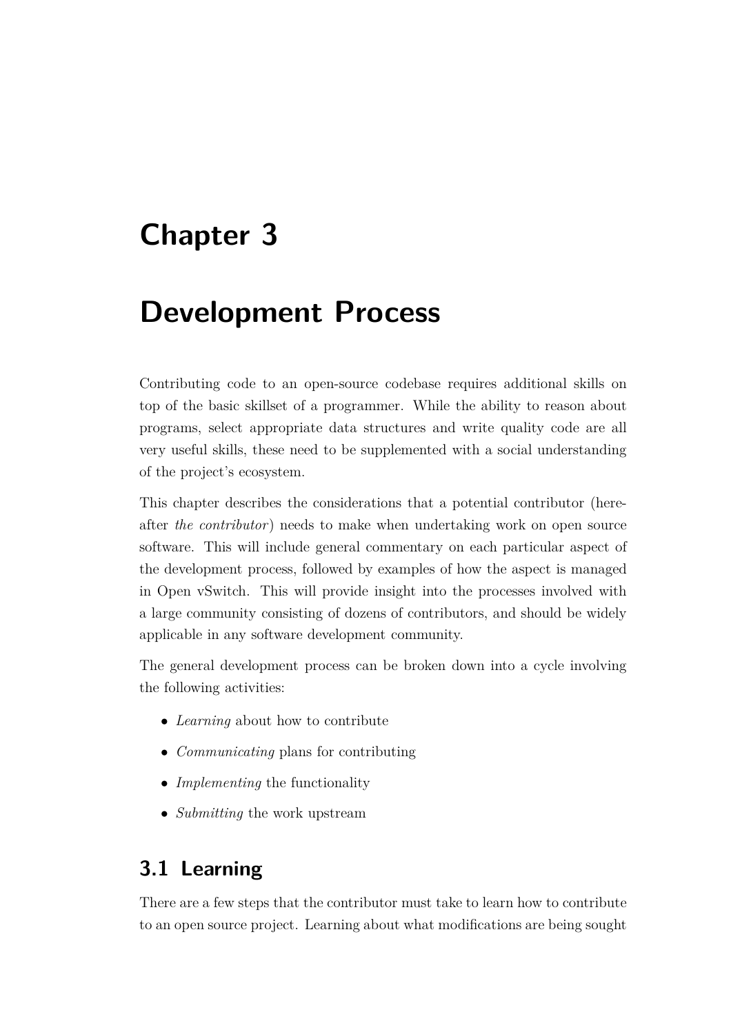# Chapter 3

# Development Process

Contributing code to an open-source codebase requires additional skills on top of the basic skillset of a programmer. While the ability to reason about programs, select appropriate data structures and write quality code are all very useful skills, these need to be supplemented with a social understanding of the project's ecosystem.

This chapter describes the considerations that a potential contributor (hereafter *the contributor*) needs to make when undertaking work on open source software. This will include general commentary on each particular aspect of the development process, followed by examples of how the aspect is managed in Open vSwitch. This will provide insight into the processes involved with a large community consisting of dozens of contributors, and should be widely applicable in any software development community.

The general development process can be broken down into a cycle involving the following activities:

- *Learning* about how to contribute
- *Communicating* plans for contributing
- *Implementing* the functionality
- *Submitting* the work upstream

## 3.1 Learning

There are a few steps that the contributor must take to learn how to contribute to an open source project. Learning about what modifications are being sought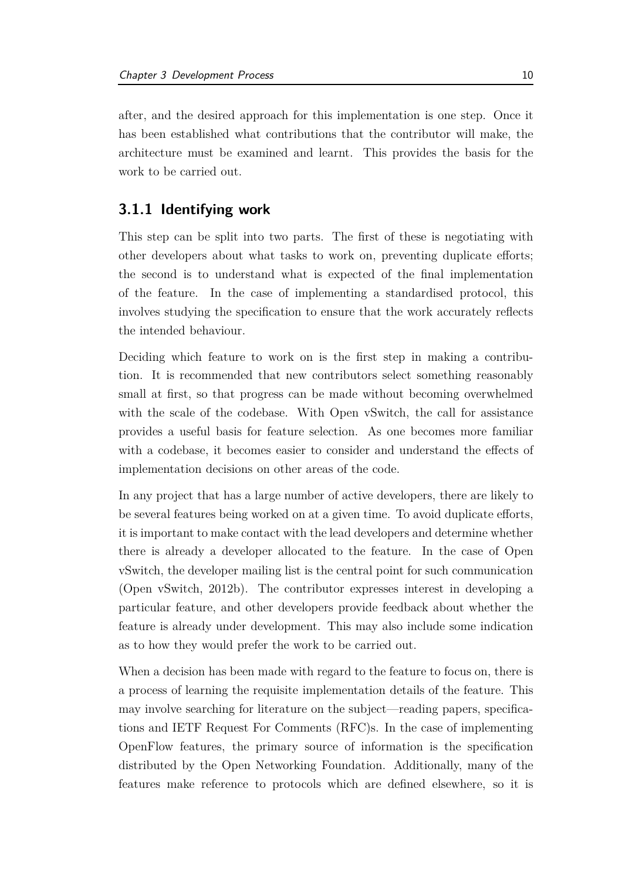after, and the desired approach for this implementation is one step. Once it has been established what contributions that the contributor will make, the architecture must be examined and learnt. This provides the basis for the work to be carried out.

### 3.1.1 Identifying work

This step can be split into two parts. The first of these is negotiating with other developers about what tasks to work on, preventing duplicate efforts; the second is to understand what is expected of the final implementation of the feature. In the case of implementing a standardised protocol, this involves studying the specification to ensure that the work accurately reflects the intended behaviour.

Deciding which feature to work on is the first step in making a contribution. It is recommended that new contributors select something reasonably small at first, so that progress can be made without becoming overwhelmed with the scale of the codebase. With Open vSwitch, the call for assistance provides a useful basis for feature selection. As one becomes more familiar with a codebase, it becomes easier to consider and understand the effects of implementation decisions on other areas of the code.

In any project that has a large number of active developers, there are likely to be several features being worked on at a given time. To avoid duplicate efforts, it is important to make contact with the lead developers and determine whether there is already a developer allocated to the feature. In the case of Open vSwitch, the developer mailing list is the central point for such communication (Open vSwitch, 2012b). The contributor expresses interest in developing a particular feature, and other developers provide feedback about whether the feature is already under development. This may also include some indication as to how they would prefer the work to be carried out.

When a decision has been made with regard to the feature to focus on, there is a process of learning the requisite implementation details of the feature. This may involve searching for literature on the subject—reading papers, specifications and IETF Request For Comments (RFC)s. In the case of implementing OpenFlow features, the primary source of information is the specification distributed by the Open Networking Foundation. Additionally, many of the features make reference to protocols which are defined elsewhere, so it is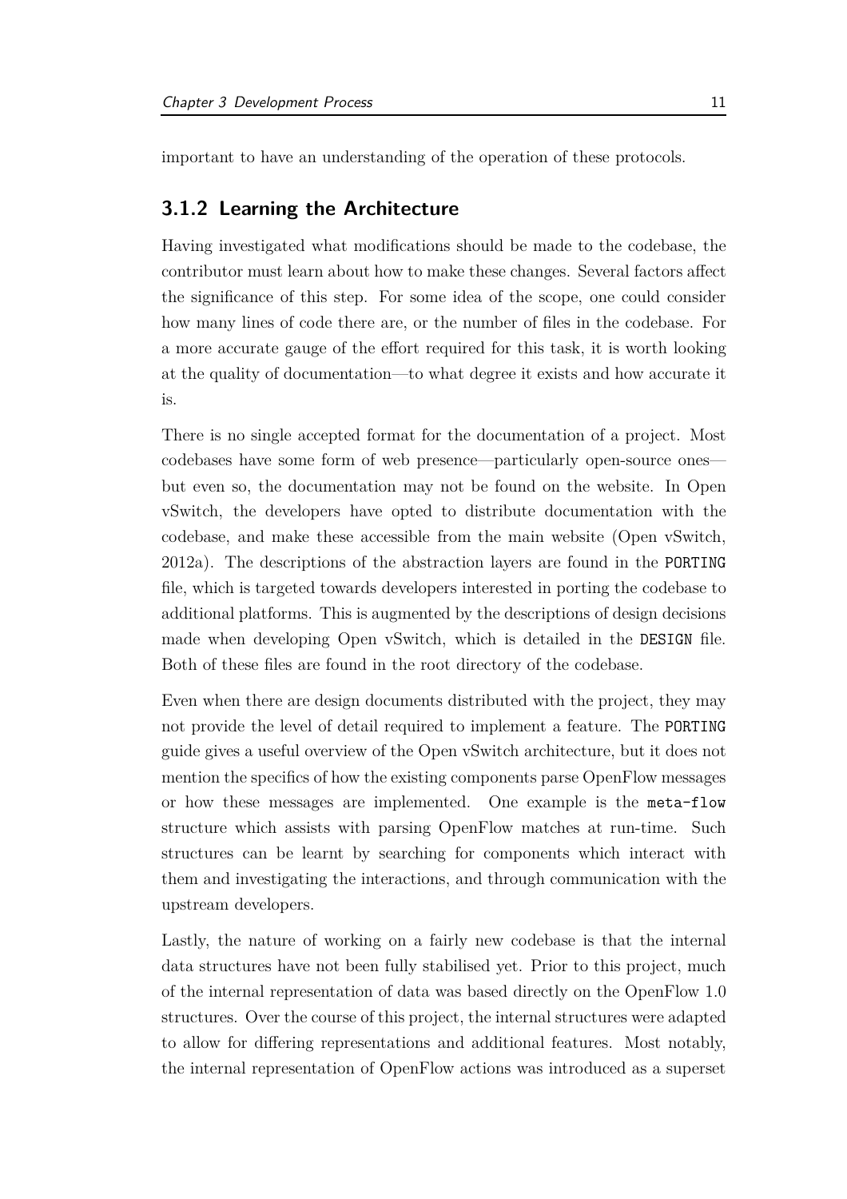important to have an understanding of the operation of these protocols.

### 3.1.2 Learning the Architecture

Having investigated what modifications should be made to the codebase, the contributor must learn about how to make these changes. Several factors affect the significance of this step. For some idea of the scope, one could consider how many lines of code there are, or the number of files in the codebase. For a more accurate gauge of the effort required for this task, it is worth looking at the quality of documentation—to what degree it exists and how accurate it is.

There is no single accepted format for the documentation of a project. Most codebases have some form of web presence—particularly open-source ones—but even so, the documentation may not be found on the website. In Open vSwitch, the developers have opted to distribute documentation with the codebase, and make these accessible from the main website (Open vSwitch, 2012a). The descriptions of the abstraction layers are found in the `PORTING` file, which is targeted towards developers interested in porting the codebase to additional platforms. This is augmented by the descriptions of design decisions made when developing Open vSwitch, which is detailed in the `DESIGN` file. Both of these files are found in the root directory of the codebase.

Even when there are design documents distributed with the project, they may not provide the level of detail required to implement a feature. The `PORTING` guide gives a useful overview of the Open vSwitch architecture, but it does not mention the specifics of how the existing components parse OpenFlow messages or how these messages are implemented. One example is the `meta-flow` structure which assists with parsing OpenFlow matches at run-time. Such structures can be learnt by searching for components which interact with them and investigating the interactions, and through communication with the upstream developers.

Lastly, the nature of working on a fairly new codebase is that the internal data structures have not been fully stabilised yet. Prior to this project, much of the internal representation of data was based directly on the OpenFlow 1.0 structures. Over the course of this project, the internal structures were adapted to allow for differing representations and additional features. Most notably, the internal representation of OpenFlow actions was introduced as a superset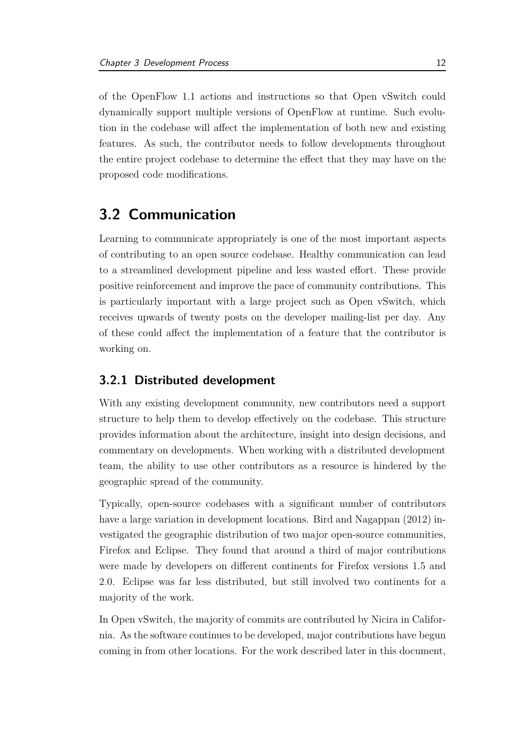of the OpenFlow 1.1 actions and instructions so that Open vSwitch could dynamically support multiple versions of OpenFlow at runtime. Such evolution in the codebase will affect the implementation of both new and existing features. As such, the contributor needs to follow developments throughout the entire project codebase to determine the effect that they may have on the proposed code modifications.

## 3.2 Communication

Learning to communicate appropriately is one of the most important aspects of contributing to an open source codebase. Healthy communication can lead to a streamlined development pipeline and less wasted effort. These provide positive reinforcement and improve the pace of community contributions. This is particularly important with a large project such as Open vSwitch, which receives upwards of twenty posts on the developer mailing-list per day. Any of these could affect the implementation of a feature that the contributor is working on.

### 3.2.1 Distributed development

With any existing development community, new contributors need a support structure to help them to develop effectively on the codebase. This structure provides information about the architecture, insight into design decisions, and commentary on developments. When working with a distributed development team, the ability to use other contributors as a resource is hindered by the geographic spread of the community.

Typically, open-source codebases with a significant number of contributors have a large variation in development locations. Bird and Nagappan (2012) investigated the geographic distribution of two major open-source communities, Firefox and Eclipse. They found that around a third of major contributions were made by developers on different continents for Firefox versions 1.5 and 2.0. Eclipse was far less distributed, but still involved two continents for a majority of the work.

In Open vSwitch, the majority of commits are contributed by Nicira in California. As the software continues to be developed, major contributions have begun coming in from other locations. For the work described later in this document,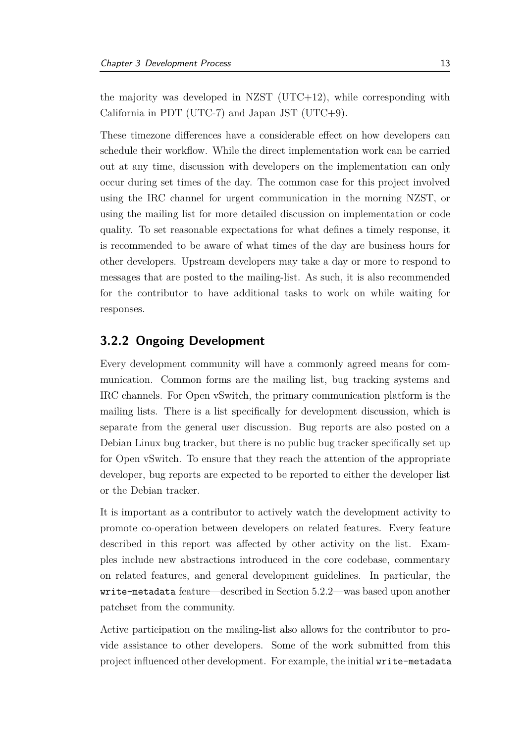the majority was developed in NZST (UTC+12), while corresponding with California in PDT (UTC-7) and Japan JST (UTC+9).

These timezone differences have a considerable effect on how developers can schedule their workflow. While the direct implementation work can be carried out at any time, discussion with developers on the implementation can only occur during set times of the day. The common case for this project involved using the IRC channel for urgent communication in the morning NZST, or using the mailing list for more detailed discussion on implementation or code quality. To set reasonable expectations for what defines a timely response, it is recommended to be aware of what times of the day are business hours for other developers. Upstream developers may take a day or more to respond to messages that are posted to the mailing-list. As such, it is also recommended for the contributor to have additional tasks to work on while waiting for responses.

### 3.2.2 Ongoing Development

Every development community will have a commonly agreed means for communication. Common forms are the mailing list, bug tracking systems and IRC channels. For Open vSwitch, the primary communication platform is the mailing lists. There is a list specifically for development discussion, which is separate from the general user discussion. Bug reports are also posted on a Debian Linux bug tracker, but there is no public bug tracker specifically set up for Open vSwitch. To ensure that they reach the attention of the appropriate developer, bug reports are expected to be reported to either the developer list or the Debian tracker.

It is important as a contributor to actively watch the development activity to promote co-operation between developers on related features. Every feature described in this report was affected by other activity on the list. Examples include new abstractions introduced in the core codebase, commentary on related features, and general development guidelines. In particular, the `write-metadata` feature—described in Section 5.2.2—was based upon another patchset from the community.

Active participation on the mailing-list also allows for the contributor to provide assistance to other developers. Some of the work submitted from this project influenced other development. For example, the initial `write-metadata`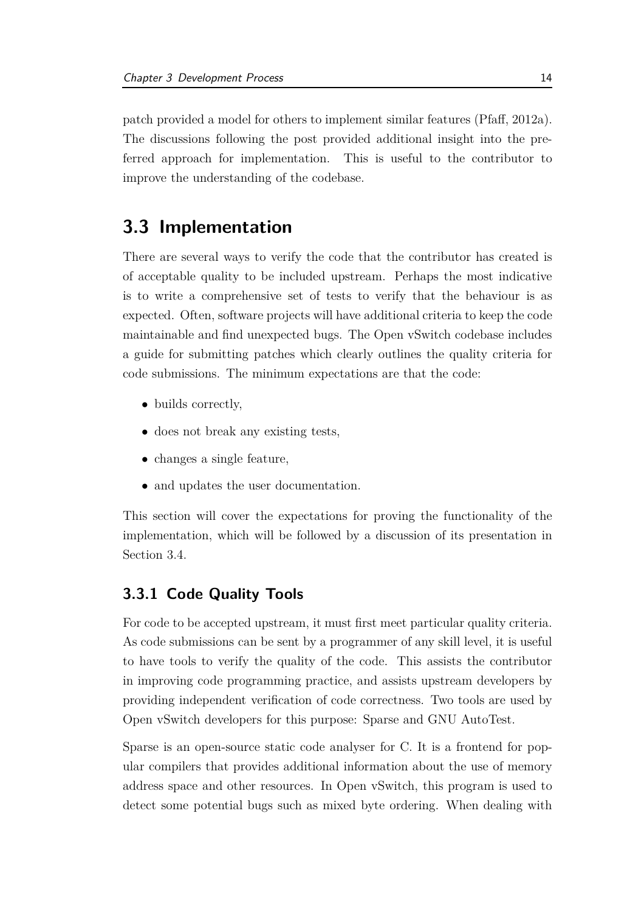patch provided a model for others to implement similar features (Pfaff, 2012a). The discussions following the post provided additional insight into the preferred approach for implementation. This is useful to the contributor to improve the understanding of the codebase.

## 3.3 Implementation

There are several ways to verify the code that the contributor has created is of acceptable quality to be included upstream. Perhaps the most indicative is to write a comprehensive set of tests to verify that the behaviour is as expected. Often, software projects will have additional criteria to keep the code maintainable and find unexpected bugs. The Open vSwitch codebase includes a guide for submitting patches which clearly outlines the quality criteria for code submissions. The minimum expectations are that the code:

- builds correctly,
- does not break any existing tests,
- changes a single feature,
- and updates the user documentation.

This section will cover the expectations for proving the functionality of the implementation, which will be followed by a discussion of its presentation in Section 3.4.

### 3.3.1 Code Quality Tools

For code to be accepted upstream, it must first meet particular quality criteria. As code submissions can be sent by a programmer of any skill level, it is useful to have tools to verify the quality of the code. This assists the contributor in improving code programming practice, and assists upstream developers by providing independent verification of code correctness. Two tools are used by Open vSwitch developers for this purpose: Sparse and GNU AutoTest.

Sparse is an open-source static code analyser for C. It is a frontend for popular compilers that provides additional information about the use of memory address space and other resources. In Open vSwitch, this program is used to detect some potential bugs such as mixed byte ordering. When dealing with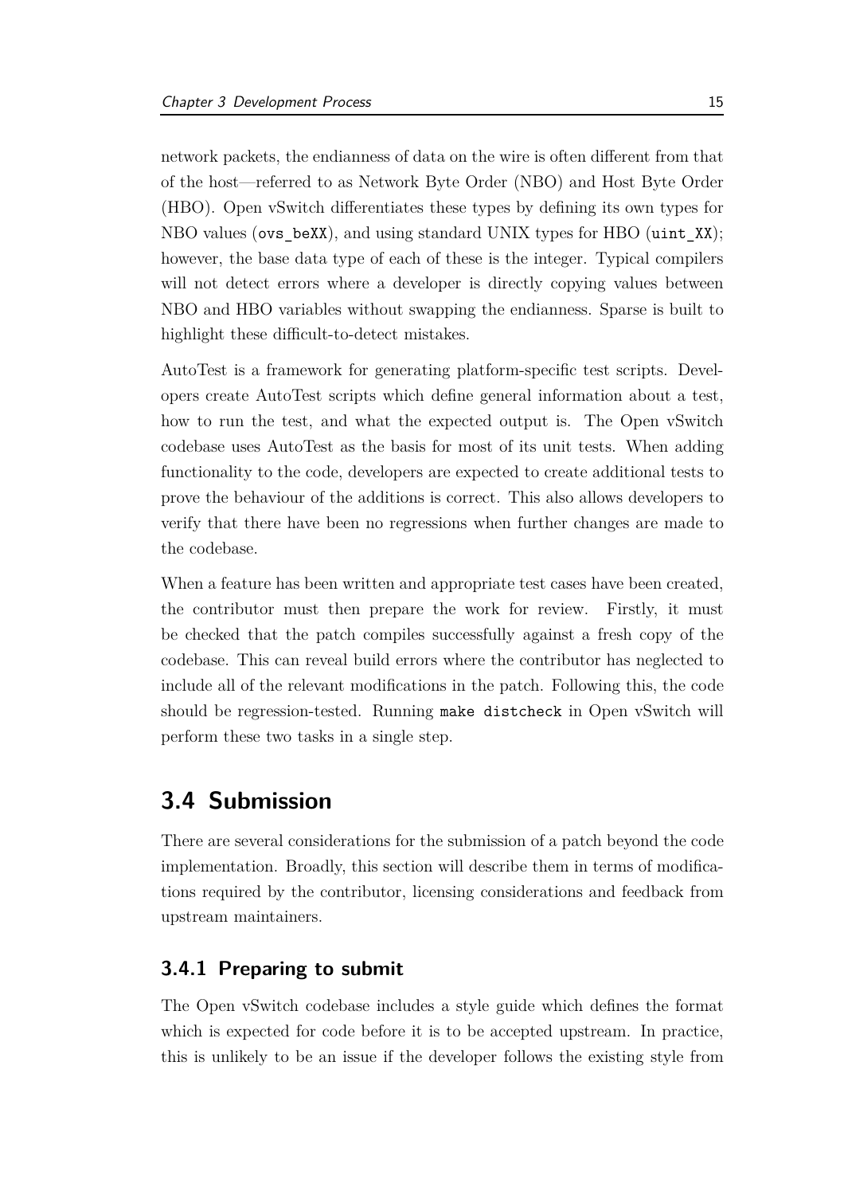network packets, the endianness of data on the wire is often different from that of the host—referred to as Network Byte Order (NBO) and Host Byte Order (HBO). Open vSwitch differentiates these types by defining its own types for NBO values (`ovs_beXX`), and using standard UNIX types for HBO (`uint_XX`); however, the base data type of each of these is the integer. Typical compilers will not detect errors where a developer is directly copying values between NBO and HBO variables without swapping the endianness. Sparse is built to highlight these difficult-to-detect mistakes.

AutoTest is a framework for generating platform-specific test scripts. Developers create AutoTest scripts which define general information about a test, how to run the test, and what the expected output is. The Open vSwitch codebase uses AutoTest as the basis for most of its unit tests. When adding functionality to the code, developers are expected to create additional tests to prove the behaviour of the additions is correct. This also allows developers to verify that there have been no regressions when further changes are made to the codebase.

When a feature has been written and appropriate test cases have been created, the contributor must then prepare the work for review. Firstly, it must be checked that the patch compiles successfully against a fresh copy of the codebase. This can reveal build errors where the contributor has neglected to include all of the relevant modifications in the patch. Following this, the code should be regression-tested. Running `make distcheck` in Open vSwitch will perform these two tasks in a single step.

## 3.4 Submission

There are several considerations for the submission of a patch beyond the code implementation. Broadly, this section will describe them in terms of modifications required by the contributor, licensing considerations and feedback from upstream maintainers.

### 3.4.1 Preparing to submit

The Open vSwitch codebase includes a style guide which defines the format which is expected for code before it is to be accepted upstream. In practice, this is unlikely to be an issue if the developer follows the existing style from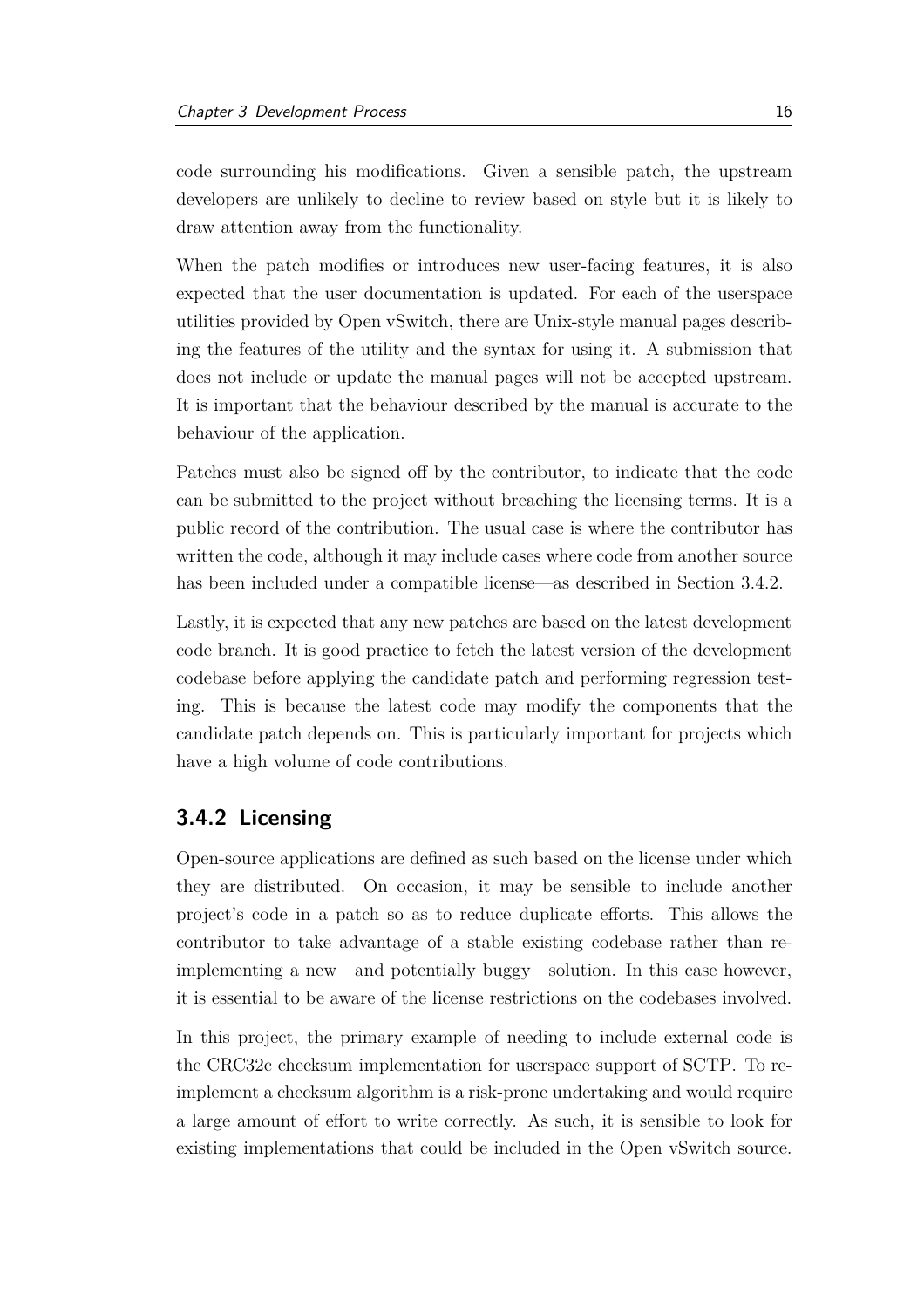code surrounding his modifications. Given a sensible patch, the upstream developers are unlikely to decline to review based on style but it is likely to draw attention away from the functionality.

When the patch modifies or introduces new user-facing features, it is also expected that the user documentation is updated. For each of the userspace utilities provided by Open vSwitch, there are Unix-style manual pages describing the features of the utility and the syntax for using it. A submission that does not include or update the manual pages will not be accepted upstream. It is important that the behaviour described by the manual is accurate to the behaviour of the application.

Patches must also be signed off by the contributor, to indicate that the code can be submitted to the project without breaching the licensing terms. It is a public record of the contribution. The usual case is where the contributor has written the code, although it may include cases where code from another source has been included under a compatible license—as described in Section 3.4.2.

Lastly, it is expected that any new patches are based on the latest development code branch. It is good practice to fetch the latest version of the development codebase before applying the candidate patch and performing regression testing. This is because the latest code may modify the components that the candidate patch depends on. This is particularly important for projects which have a high volume of code contributions.

### 3.4.2 Licensing

Open-source applications are defined as such based on the license under which they are distributed. On occasion, it may be sensible to include another project's code in a patch so as to reduce duplicate efforts. This allows the contributor to take advantage of a stable existing codebase rather than re-implementing a new—and potentially buggy—solution. In this case however, it is essential to be aware of the license restrictions on the codebases involved.

In this project, the primary example of needing to include external code is the CRC32c checksum implementation for userspace support of SCTP. To re-implement a checksum algorithm is a risk-prone undertaking and would require a large amount of effort to write correctly. As such, it is sensible to look for existing implementations that could be included in the Open vSwitch source.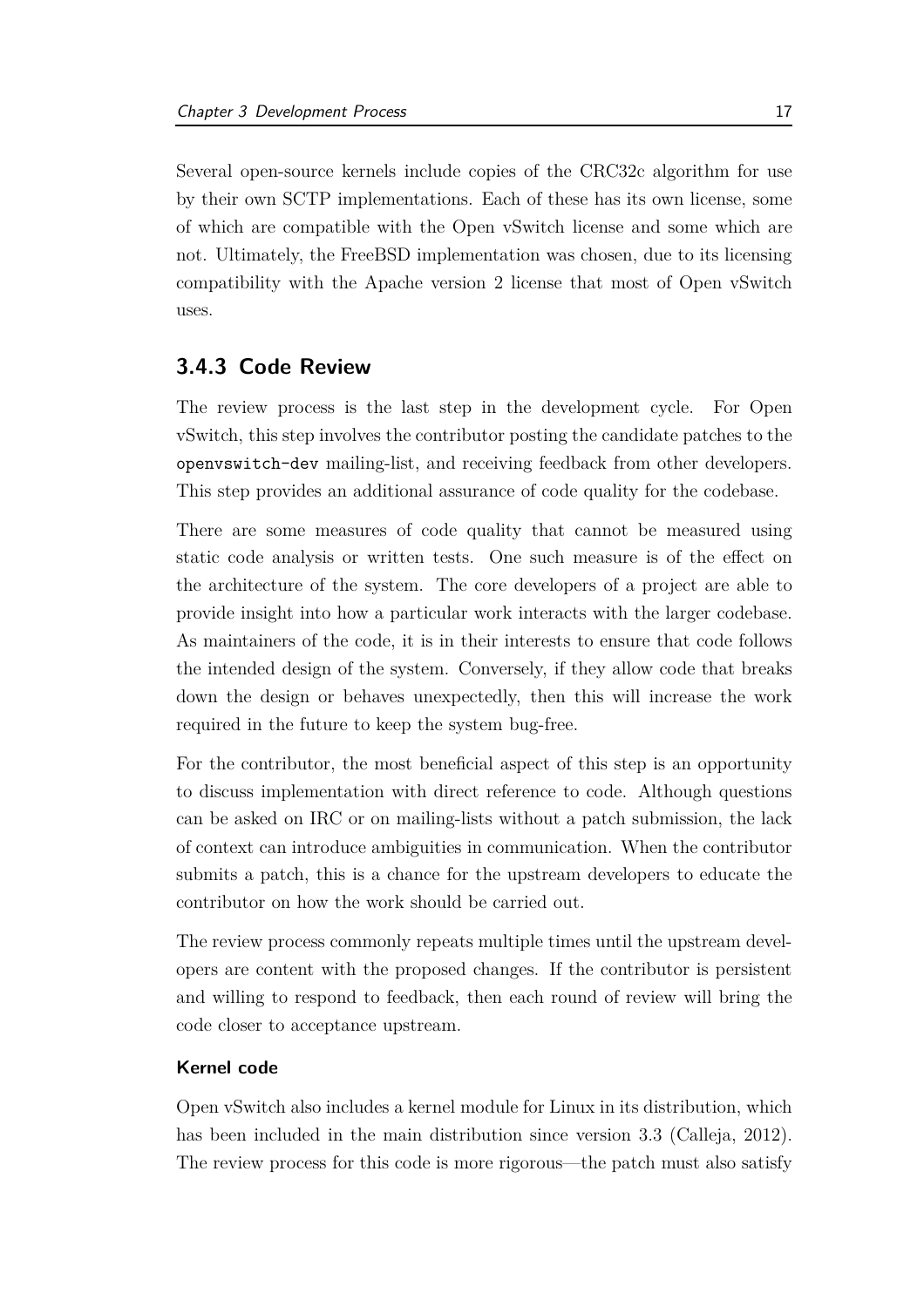Several open-source kernels include copies of the CRC32c algorithm for use by their own SCTP implementations. Each of these has its own license, some of which are compatible with the Open vSwitch license and some which are not. Ultimately, the FreeBSD implementation was chosen, due to its licensing compatibility with the Apache version 2 license that most of Open vSwitch uses.

### 3.4.3 Code Review

The review process is the last step in the development cycle. For Open vSwitch, this step involves the contributor posting the candidate patches to the `openvswitch-dev` mailing-list, and receiving feedback from other developers. This step provides an additional assurance of code quality for the codebase.

There are some measures of code quality that cannot be measured using static code analysis or written tests. One such measure is of the effect on the architecture of the system. The core developers of a project are able to provide insight into how a particular work interacts with the larger codebase. As maintainers of the code, it is in their interests to ensure that code follows the intended design of the system. Conversely, if they allow code that breaks down the design or behaves unexpectedly, then this will increase the work required in the future to keep the system bug-free.

For the contributor, the most beneficial aspect of this step is an opportunity to discuss implementation with direct reference to code. Although questions can be asked on IRC or on mailing-lists without a patch submission, the lack of context can introduce ambiguities in communication. When the contributor submits a patch, this is a chance for the upstream developers to educate the contributor on how the work should be carried out.

The review process commonly repeats multiple times until the upstream developers are content with the proposed changes. If the contributor is persistent and willing to respond to feedback, then each round of review will bring the code closer to acceptance upstream.

#### Kernel code

Open vSwitch also includes a kernel module for Linux in its distribution, which has been included in the main distribution since version 3.3 (Calleja, 2012). The review process for this code is more rigorous—the patch must also satisfy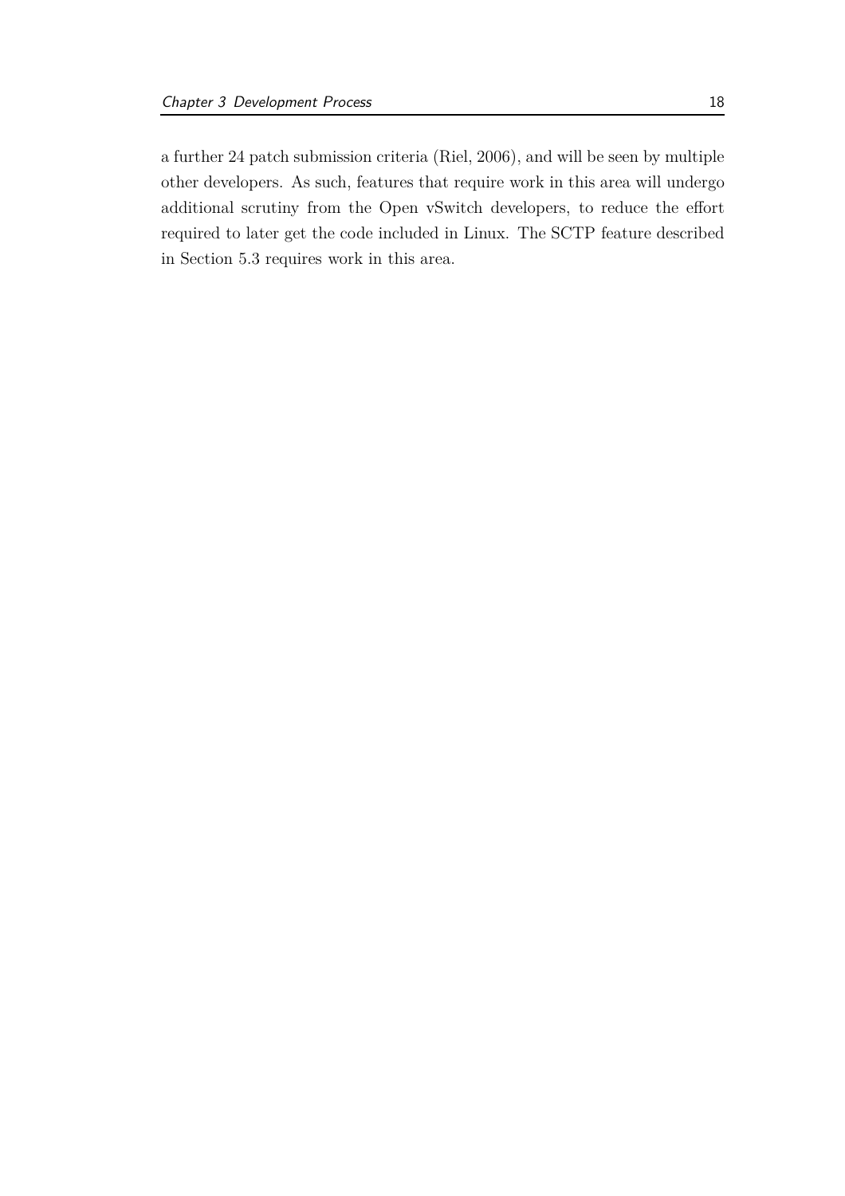a further 24 patch submission criteria (Riel, 2006), and will be seen by multiple other developers. As such, features that require work in this area will undergo additional scrutiny from the Open vSwitch developers, to reduce the effort required to later get the code included in Linux. The SCTP feature described in Section 5.3 requires work in this area.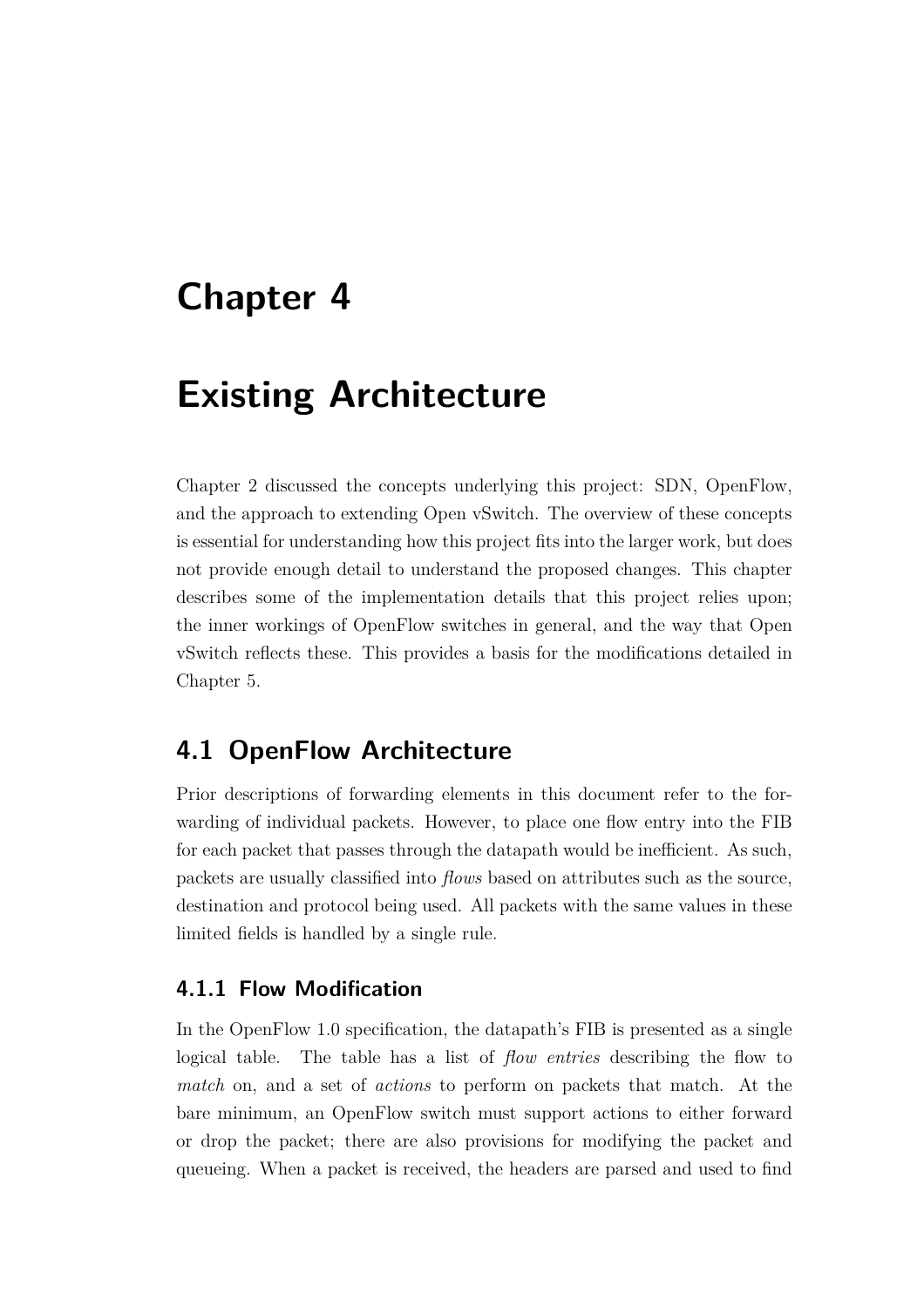# Chapter 4

# Existing Architecture

Chapter 2 discussed the concepts underlying this project: SDN, OpenFlow, and the approach to extending Open vSwitch. The overview of these concepts is essential for understanding how this project fits into the larger work, but does not provide enough detail to understand the proposed changes. This chapter describes some of the implementation details that this project relies upon; the inner workings of OpenFlow switches in general, and the way that Open vSwitch reflects these. This provides a basis for the modifications detailed in Chapter 5.

## 4.1 OpenFlow Architecture

Prior descriptions of forwarding elements in this document refer to the forwarding of individual packets. However, to place one flow entry into the FIB for each packet that passes through the datapath would be inefficient. As such, packets are usually classified into *flows* based on attributes such as the source, destination and protocol being used. All packets with the same values in these limited fields is handled by a single rule.

### 4.1.1 Flow Modification

In the OpenFlow 1.0 specification, the datapath's FIB is presented as a single logical table. The table has a list of *flow entries* describing the flow to *match* on, and a set of *actions* to perform on packets that match. At the bare minimum, an OpenFlow switch must support actions to either forward or drop the packet; there are also provisions for modifying the packet and queueing. When a packet is received, the headers are parsed and used to find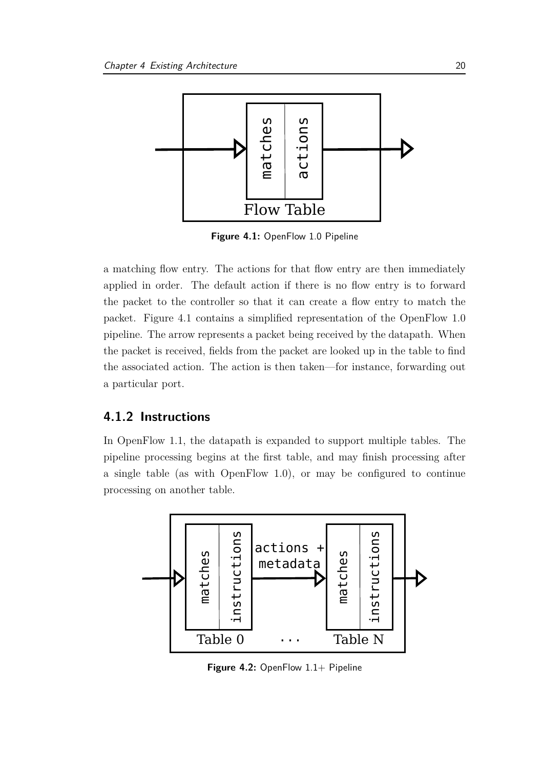Figure 4.1: OpenFlow 1.0 Pipeline

a matching flow entry. The actions for that flow entry are then immediately applied in order. The default action if there is no flow entry is to forward the packet to the controller so that it can create a flow entry to match the packet. Figure 4.1 contains a simplified representation of the OpenFlow 1.0 pipeline. The arrow represents a packet being received by the datapath. When the packet is received, fields from the packet are looked up in the table to find the associated action. The action is then taken—for instance, forwarding out a particular port.

### 4.1.2 Instructions

In OpenFlow 1.1, the datapath is expanded to support multiple tables. The pipeline processing begins at the first table, and may finish processing after a single table (as with OpenFlow 1.0), or may be configured to continue processing on another table.

Figure 4.2: OpenFlow 1.1+ Pipeline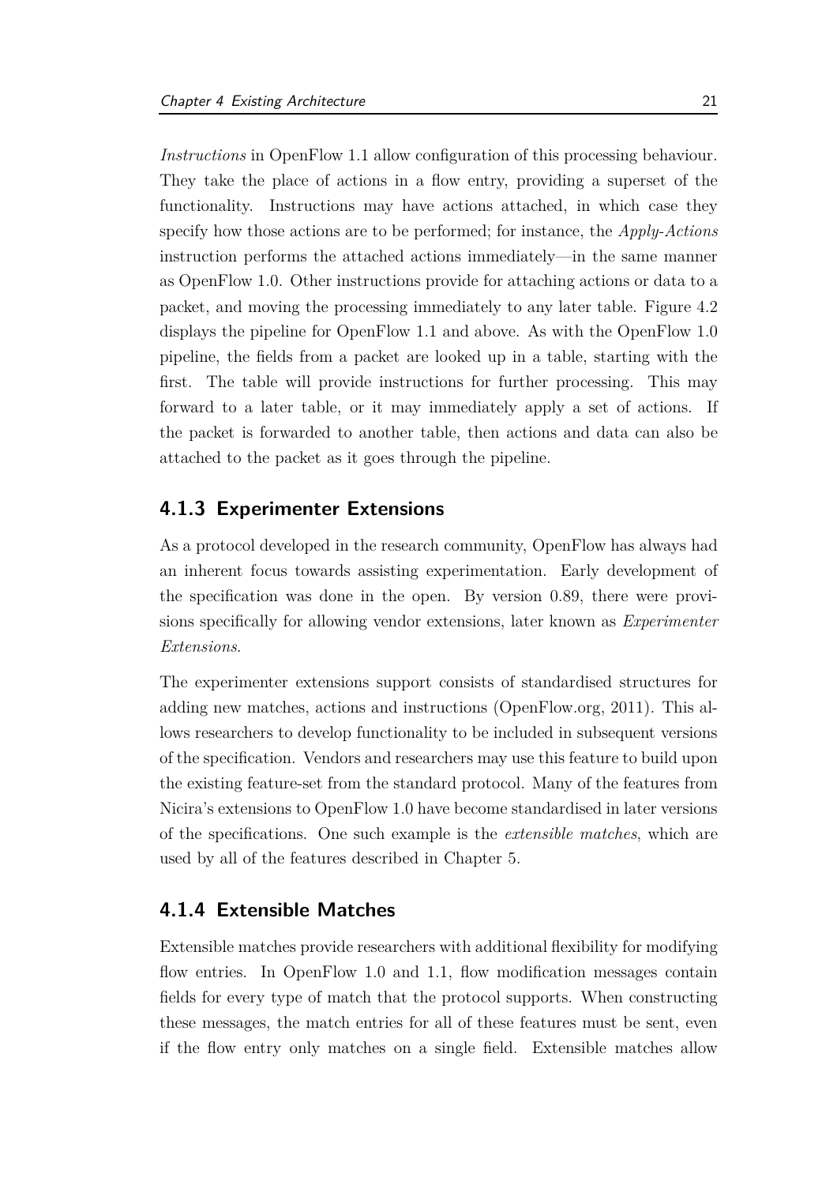*Instructions* in OpenFlow 1.1 allow configuration of this processing behaviour. They take the place of actions in a flow entry, providing a superset of the functionality. Instructions may have actions attached, in which case they specify how those actions are to be performed; for instance, the *Apply-Actions* instruction performs the attached actions immediately—in the same manner as OpenFlow 1.0. Other instructions provide for attaching actions or data to a packet, and moving the processing immediately to any later table. Figure 4.2 displays the pipeline for OpenFlow 1.1 and above. As with the OpenFlow 1.0 pipeline, the fields from a packet are looked up in a table, starting with the first. The table will provide instructions for further processing. This may forward to a later table, or it may immediately apply a set of actions. If the packet is forwarded to another table, then actions and data can also be attached to the packet as it goes through the pipeline.

### 4.1.3 Experimenter Extensions

As a protocol developed in the research community, OpenFlow has always had an inherent focus towards assisting experimentation. Early development of the specification was done in the open. By version 0.89, there were provisions specifically for allowing vendor extensions, later known as *Experimenter Extensions*.

The experimenter extensions support consists of standardised structures for adding new matches, actions and instructions (OpenFlow.org, 2011). This allows researchers to develop functionality to be included in subsequent versions of the specification. Vendors and researchers may use this feature to build upon the existing feature-set from the standard protocol. Many of the features from Nicira's extensions to OpenFlow 1.0 have become standardised in later versions of the specifications. One such example is the *extensible matches*, which are used by all of the features described in Chapter 5.

### 4.1.4 Extensible Matches

Extensible matches provide researchers with additional flexibility for modifying flow entries. In OpenFlow 1.0 and 1.1, flow modification messages contain fields for every type of match that the protocol supports. When constructing these messages, the match entries for all of these features must be sent, even if the flow entry only matches on a single field. Extensible matches allow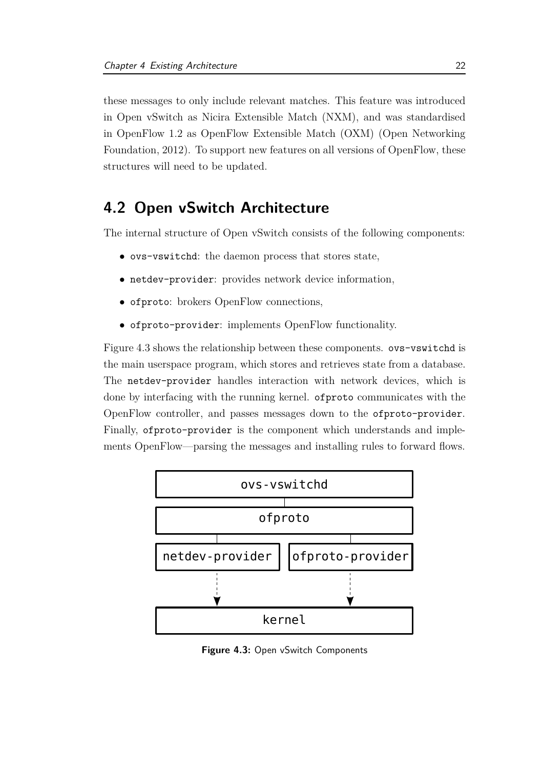these messages to only include relevant matches. This feature was introduced in Open vSwitch as Nicira Extensible Match (NXM), and was standardised in OpenFlow 1.2 as OpenFlow Extensible Match (OXM) (Open Networking Foundation, 2012). To support new features on all versions of OpenFlow, these structures will need to be updated.

## 4.2 Open vSwitch Architecture

The internal structure of Open vSwitch consists of the following components:

- `ovs-vswitchd`: the daemon process that stores state,
- `netdev-provider`: provides network device information,
- `ofproto`: brokers OpenFlow connections,
- `ofproto-provider`: implements OpenFlow functionality.

Figure 4.3 shows the relationship between these components. `ovs-vswitchd` is the main userspace program, which stores and retrieves state from a database. The `netdev-provider` handles interaction with network devices, which is done by interfacing with the running kernel. `ofproto` communicates with the OpenFlow controller, and passes messages down to the `ofproto-provider`. Finally, `ofproto-provider` is the component which understands and implements OpenFlow—parsing the messages and installing rules to forward flows.

ovs-vswitchd

ofproto

netdev-provider    ofproto-provider

kernel

**Figure 4.3:** Open vSwitch Components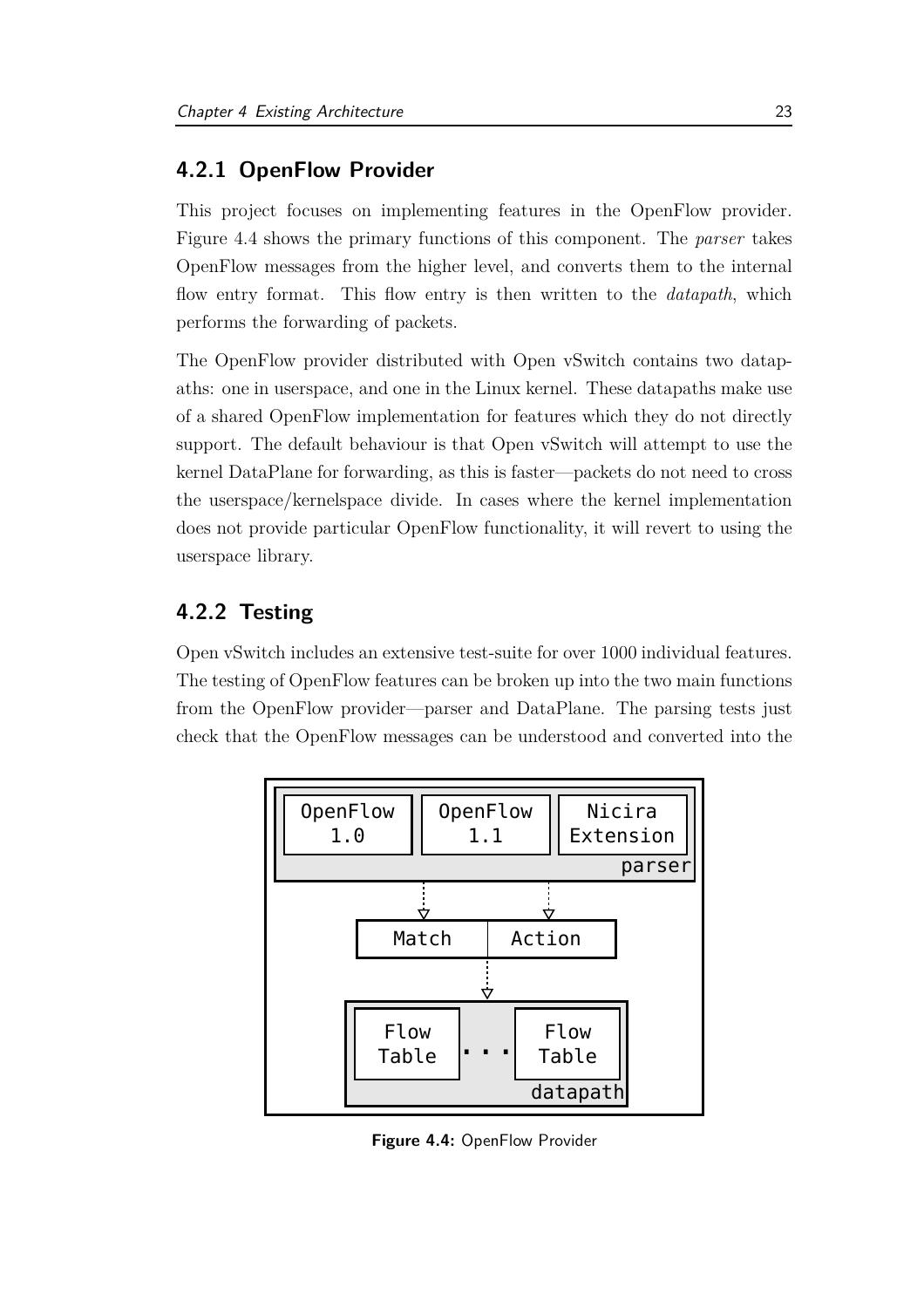### 4.2.1 OpenFlow Provider

This project focuses on implementing features in the OpenFlow provider. Figure 4.4 shows the primary functions of this component. The *parser* takes OpenFlow messages from the higher level, and converts them to the internal flow entry format. This flow entry is then written to the *datapath*, which performs the forwarding of packets.

The OpenFlow provider distributed with Open vSwitch contains two datapaths: one in userspace, and one in the Linux kernel. These datapaths make use of a shared OpenFlow implementation for features which they do not directly support. The default behaviour is that Open vSwitch will attempt to use the kernel DataPlane for forwarding, as this is faster—packets do not need to cross the userspace/kernelspace divide. In cases where the kernel implementation does not provide particular OpenFlow functionality, it will revert to using the userspace library.

### 4.2.2 Testing

Open vSwitch includes an extensive test-suite for over 1000 individual features. The testing of OpenFlow features can be broken up into the two main functions from the OpenFlow provider—parser and DataPlane. The parsing tests just check that the OpenFlow messages can be understood and converted into the

**Figure 4.4:** OpenFlow Provider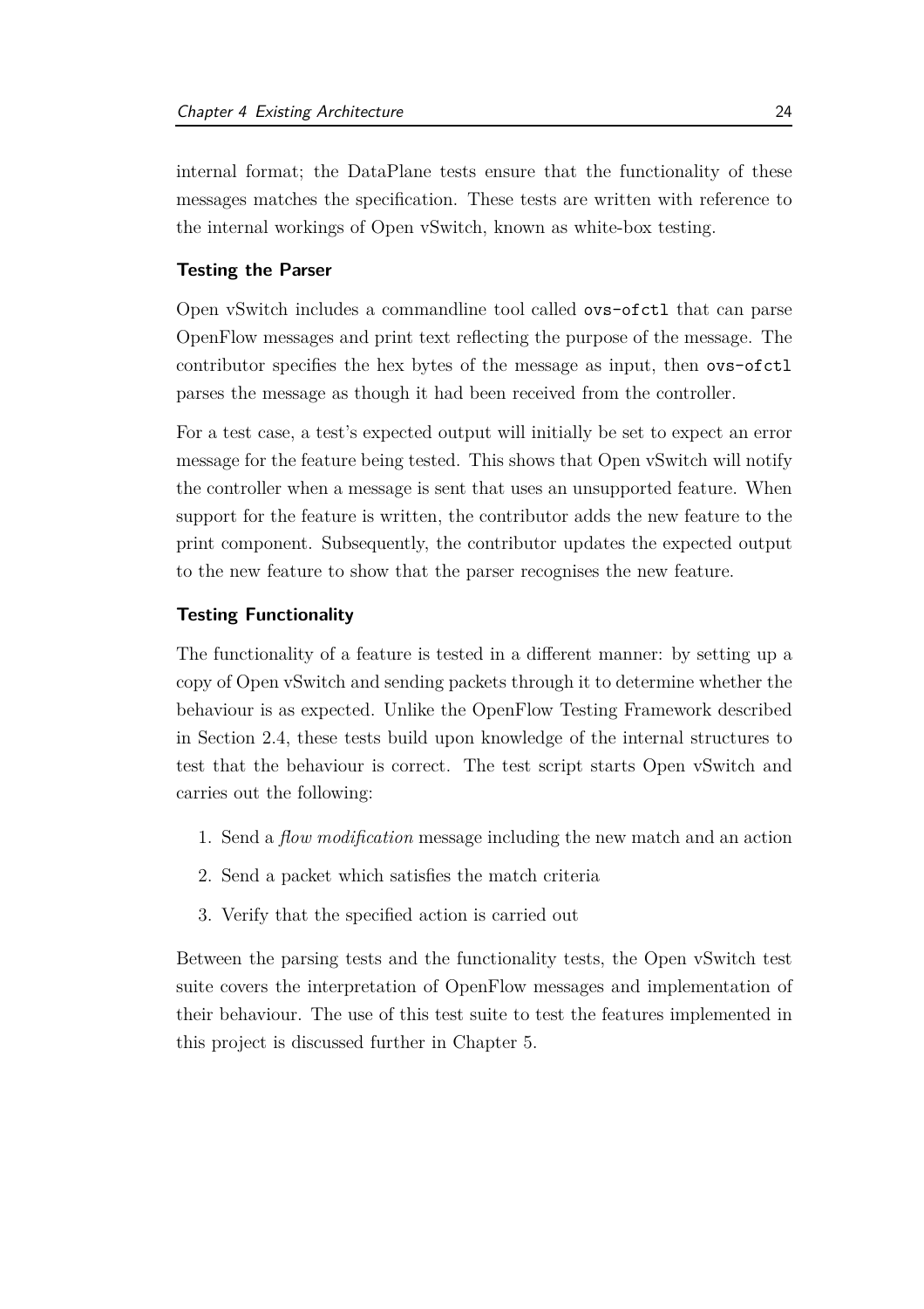internal format; the DataPlane tests ensure that the functionality of these messages matches the specification. These tests are written with reference to the internal workings of Open vSwitch, known as white-box testing.

### Testing the Parser

Open vSwitch includes a commandline tool called `ovs-ofctl` that can parse OpenFlow messages and print text reflecting the purpose of the message. The contributor specifies the hex bytes of the message as input, then `ovs-ofctl` parses the message as though it had been received from the controller.

For a test case, a test's expected output will initially be set to expect an error message for the feature being tested. This shows that Open vSwitch will notify the controller when a message is sent that uses an unsupported feature. When support for the feature is written, the contributor adds the new feature to the print component. Subsequently, the contributor updates the expected output to the new feature to show that the parser recognises the new feature.

### Testing Functionality

The functionality of a feature is tested in a different manner: by setting up a copy of Open vSwitch and sending packets through it to determine whether the behaviour is as expected. Unlike the OpenFlow Testing Framework described in Section 2.4, these tests build upon knowledge of the internal structures to test that the behaviour is correct. The test script starts Open vSwitch and carries out the following:

1. Send a *flow modification* message including the new match and an action
2. Send a packet which satisfies the match criteria
3. Verify that the specified action is carried out

Between the parsing tests and the functionality tests, the Open vSwitch test suite covers the interpretation of OpenFlow messages and implementation of their behaviour. The use of this test suite to test the features implemented in this project is discussed further in Chapter 5.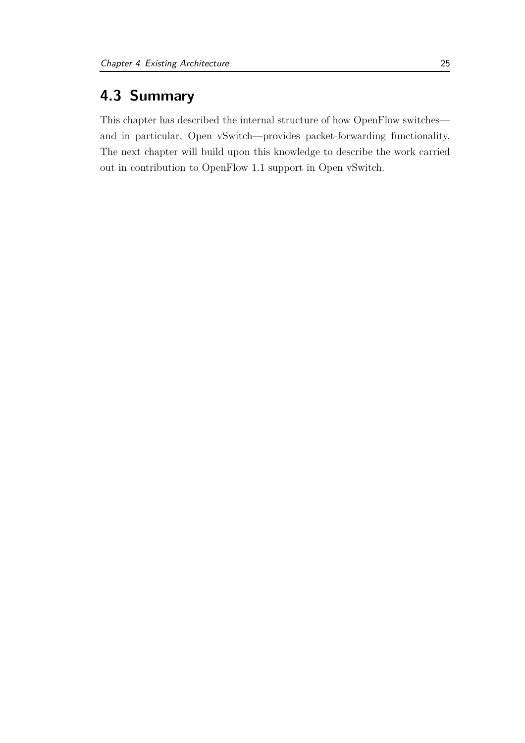## 4.3 Summary

This chapter has described the internal structure of how OpenFlow switches—and in particular, Open vSwitch—provides packet-forwarding functionality. The next chapter will build upon this knowledge to describe the work carried out in contribution to OpenFlow 1.1 support in Open vSwitch.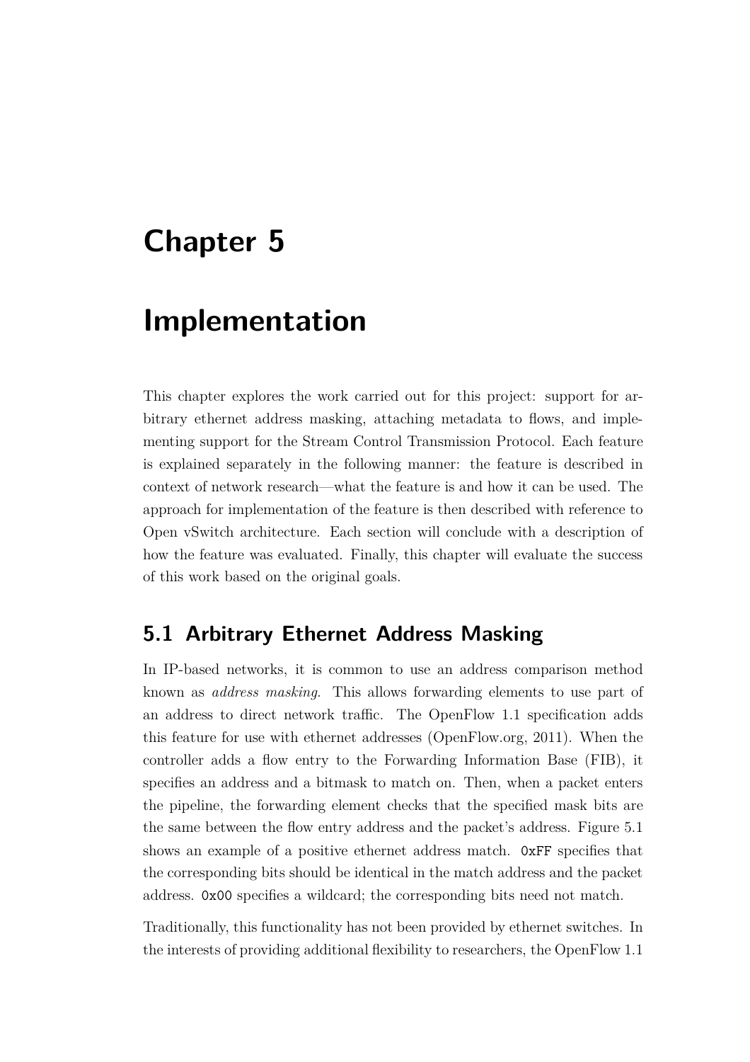# Chapter 5

# Implementation

This chapter explores the work carried out for this project: support for arbitrary ethernet address masking, attaching metadata to flows, and implementing support for the Stream Control Transmission Protocol. Each feature is explained separately in the following manner: the feature is described in context of network research—what the feature is and how it can be used. The approach for implementation of the feature is then described with reference to Open vSwitch architecture. Each section will conclude with a description of how the feature was evaluated. Finally, this chapter will evaluate the success of this work based on the original goals.

## 5.1 Arbitrary Ethernet Address Masking

In IP-based networks, it is common to use an address comparison method known as *address masking*. This allows forwarding elements to use part of an address to direct network traffic. The OpenFlow 1.1 specification adds this feature for use with ethernet addresses (OpenFlow.org, 2011). When the controller adds a flow entry to the Forwarding Information Base (FIB), it specifies an address and a bitmask to match on. Then, when a packet enters the pipeline, the forwarding element checks that the specified mask bits are the same between the flow entry address and the packet's address. Figure 5.1 shows an example of a positive ethernet address match. `0xFF` specifies that the corresponding bits should be identical in the match address and the packet address. `0x00` specifies a wildcard; the corresponding bits need not match.

Traditionally, this functionality has not been provided by ethernet switches. In the interests of providing additional flexibility to researchers, the OpenFlow 1.1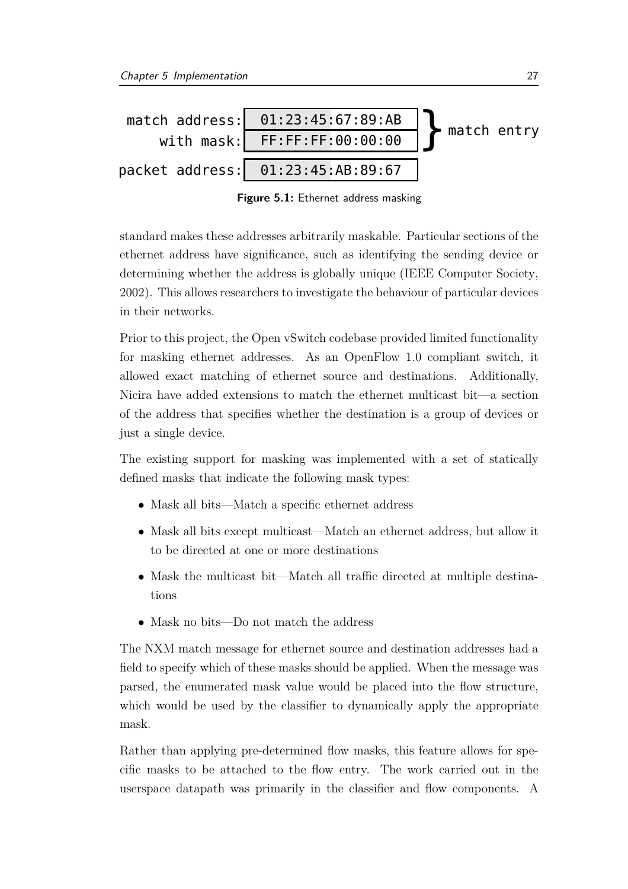```
match address: 01:23:45:67:89:AB  } match entry
    with mask: FF:FF:FF:00:00:00  }

packet address: 01:23:45:AB:89:67
```

**Figure 5.1:** Ethernet address masking

standard makes these addresses arbitrarily maskable. Particular sections of the ethernet address have significance, such as identifying the sending device or determining whether the address is globally unique (IEEE Computer Society, 2002). This allows researchers to investigate the behaviour of particular devices in their networks.

Prior to this project, the Open vSwitch codebase provided limited functionality for masking ethernet addresses. As an OpenFlow 1.0 compliant switch, it allowed exact matching of ethernet source and destinations. Additionally, Nicira have added extensions to match the ethernet multicast bit—a section of the address that specifies whether the destination is a group of devices or just a single device.

The existing support for masking was implemented with a set of statically defined masks that indicate the following mask types:

- Mask all bits—Match a specific ethernet address
- Mask all bits except multicast—Match an ethernet address, but allow it to be directed at one or more destinations
- Mask the multicast bit—Match all traffic directed at multiple destinations
- Mask no bits—Do not match the address

The NXM match message for ethernet source and destination addresses had a field to specify which of these masks should be applied. When the message was parsed, the enumerated mask value would be placed into the flow structure, which would be used by the classifier to dynamically apply the appropriate mask.

Rather than applying pre-determined flow masks, this feature allows for specific masks to be attached to the flow entry. The work carried out in the userspace datapath was primarily in the classifier and flow components. A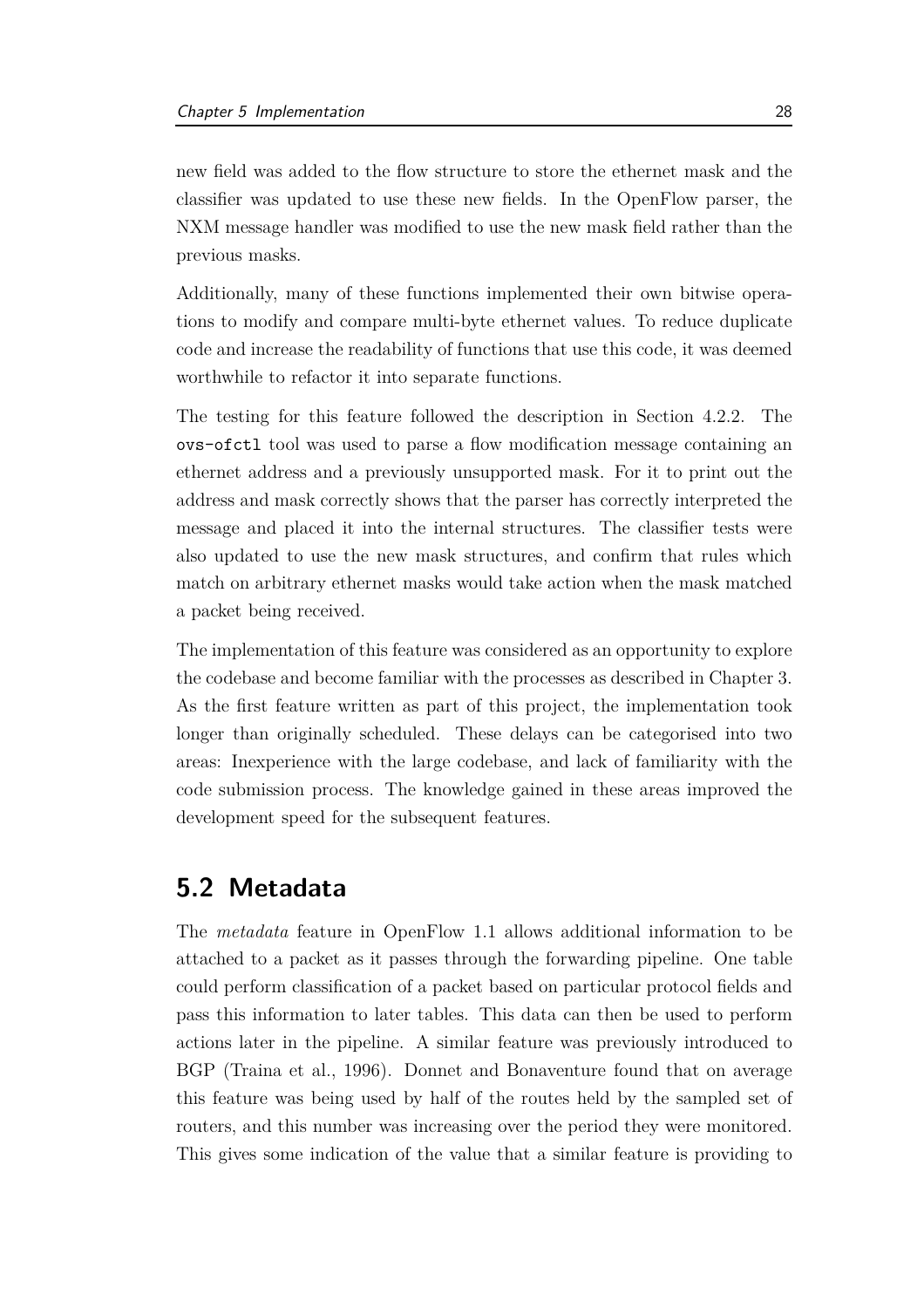new field was added to the flow structure to store the ethernet mask and the classifier was updated to use these new fields. In the OpenFlow parser, the NXM message handler was modified to use the new mask field rather than the previous masks.

Additionally, many of these functions implemented their own bitwise operations to modify and compare multi-byte ethernet values. To reduce duplicate code and increase the readability of functions that use this code, it was deemed worthwhile to refactor it into separate functions.

The testing for this feature followed the description in Section 4.2.2. The `ovs-ofctl` tool was used to parse a flow modification message containing an ethernet address and a previously unsupported mask. For it to print out the address and mask correctly shows that the parser has correctly interpreted the message and placed it into the internal structures. The classifier tests were also updated to use the new mask structures, and confirm that rules which match on arbitrary ethernet masks would take action when the mask matched a packet being received.

The implementation of this feature was considered as an opportunity to explore the codebase and become familiar with the processes as described in Chapter 3. As the first feature written as part of this project, the implementation took longer than originally scheduled. These delays can be categorised into two areas: Inexperience with the large codebase, and lack of familiarity with the code submission process. The knowledge gained in these areas improved the development speed for the subsequent features.

## 5.2 Metadata

The *metadata* feature in OpenFlow 1.1 allows additional information to be attached to a packet as it passes through the forwarding pipeline. One table could perform classification of a packet based on particular protocol fields and pass this information to later tables. This data can then be used to perform actions later in the pipeline. A similar feature was previously introduced to BGP (Traina et al., 1996). Donnet and Bonaventure found that on average this feature was being used by half of the routes held by the sampled set of routers, and this number was increasing over the period they were monitored. This gives some indication of the value that a similar feature is providing to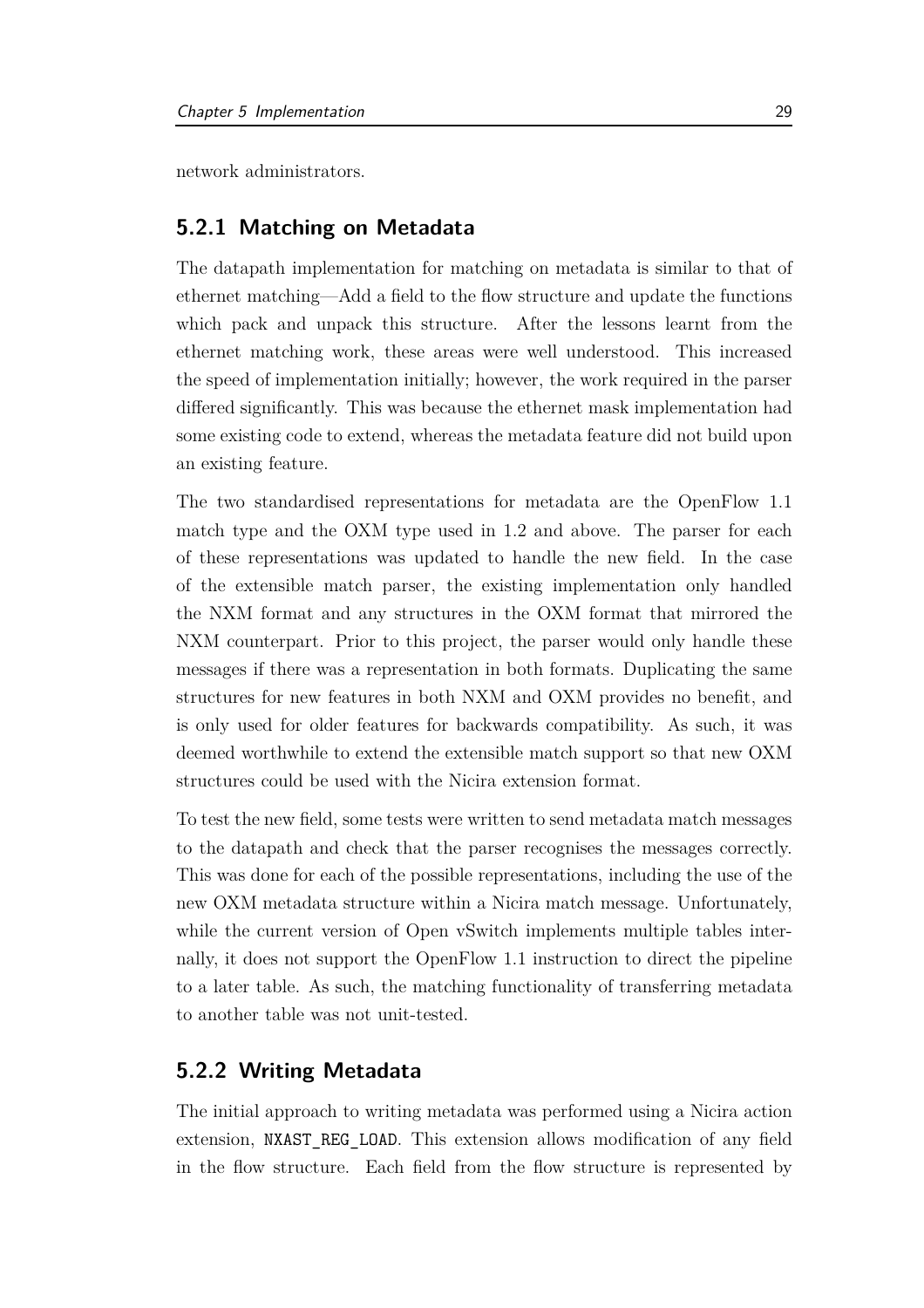network administrators.

### 5.2.1 Matching on Metadata

The datapath implementation for matching on metadata is similar to that of ethernet matching—Add a field to the flow structure and update the functions which pack and unpack this structure. After the lessons learnt from the ethernet matching work, these areas were well understood. This increased the speed of implementation initially; however, the work required in the parser differed significantly. This was because the ethernet mask implementation had some existing code to extend, whereas the metadata feature did not build upon an existing feature.

The two standardised representations for metadata are the OpenFlow 1.1 match type and the OXM type used in 1.2 and above. The parser for each of these representations was updated to handle the new field. In the case of the extensible match parser, the existing implementation only handled the NXM format and any structures in the OXM format that mirrored the NXM counterpart. Prior to this project, the parser would only handle these messages if there was a representation in both formats. Duplicating the same structures for new features in both NXM and OXM provides no benefit, and is only used for older features for backwards compatibility. As such, it was deemed worthwhile to extend the extensible match support so that new OXM structures could be used with the Nicira extension format.

To test the new field, some tests were written to send metadata match messages to the datapath and check that the parser recognises the messages correctly. This was done for each of the possible representations, including the use of the new OXM metadata structure within a Nicira match message. Unfortunately, while the current version of Open vSwitch implements multiple tables internally, it does not support the OpenFlow 1.1 instruction to direct the pipeline to a later table. As such, the matching functionality of transferring metadata to another table was not unit-tested.

### 5.2.2 Writing Metadata

The initial approach to writing metadata was performed using a Nicira action extension, `NXAST_REG_LOAD`. This extension allows modification of any field in the flow structure. Each field from the flow structure is represented by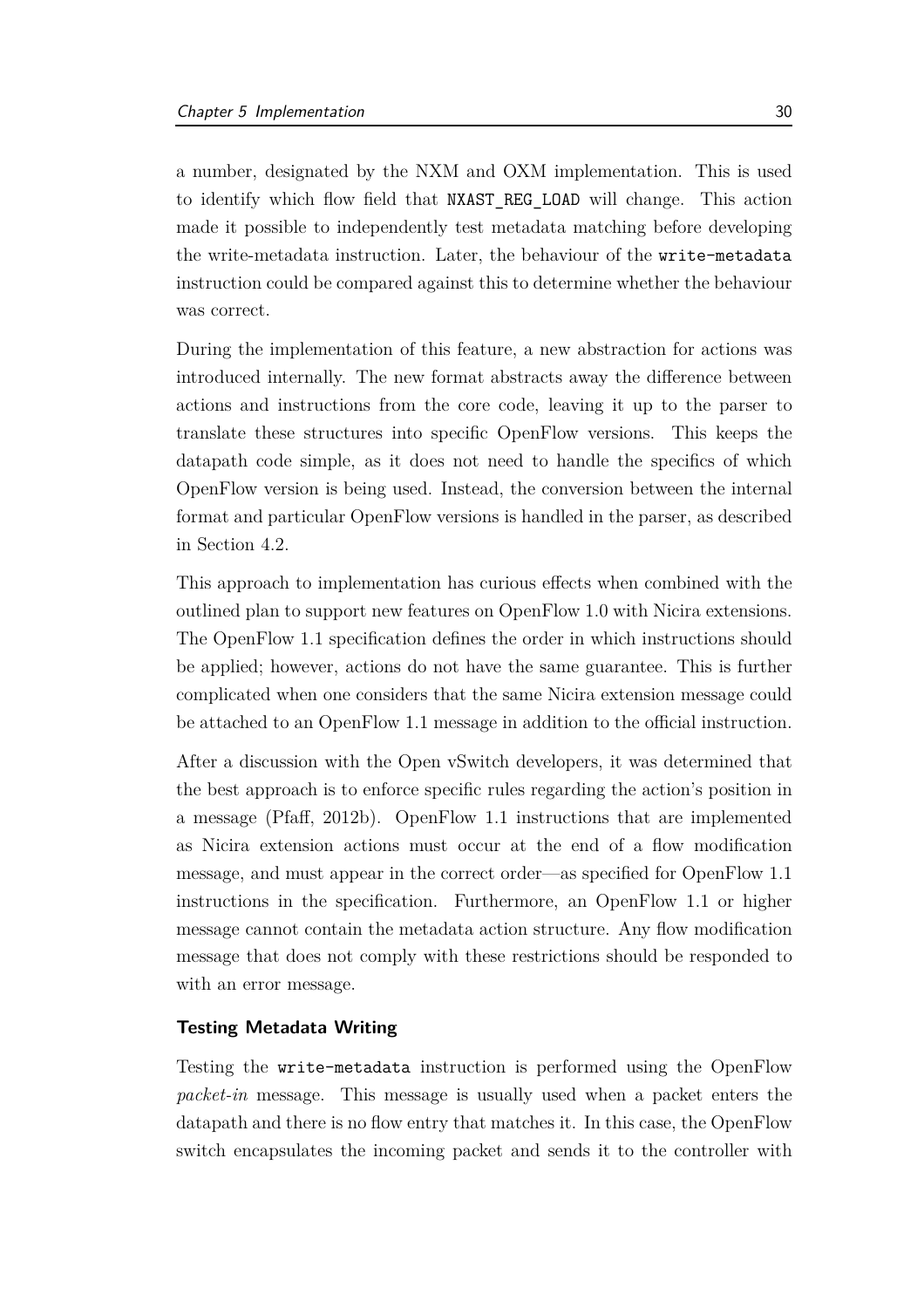a number, designated by the NXM and OXM implementation. This is used to identify which flow field that `NXAST_REG_LOAD` will change. This action made it possible to independently test metadata matching before developing the write-metadata instruction. Later, the behaviour of the `write-metadata` instruction could be compared against this to determine whether the behaviour was correct.

During the implementation of this feature, a new abstraction for actions was introduced internally. The new format abstracts away the difference between actions and instructions from the core code, leaving it up to the parser to translate these structures into specific OpenFlow versions. This keeps the datapath code simple, as it does not need to handle the specifics of which OpenFlow version is being used. Instead, the conversion between the internal format and particular OpenFlow versions is handled in the parser, as described in Section 4.2.

This approach to implementation has curious effects when combined with the outlined plan to support new features on OpenFlow 1.0 with Nicira extensions. The OpenFlow 1.1 specification defines the order in which instructions should be applied; however, actions do not have the same guarantee. This is further complicated when one considers that the same Nicira extension message could be attached to an OpenFlow 1.1 message in addition to the official instruction.

After a discussion with the Open vSwitch developers, it was determined that the best approach is to enforce specific rules regarding the action's position in a message (Pfaff, 2012b). OpenFlow 1.1 instructions that are implemented as Nicira extension actions must occur at the end of a flow modification message, and must appear in the correct order—as specified for OpenFlow 1.1 instructions in the specification. Furthermore, an OpenFlow 1.1 or higher message cannot contain the metadata action structure. Any flow modification message that does not comply with these restrictions should be responded to with an error message.

#### Testing Metadata Writing

Testing the `write-metadata` instruction is performed using the OpenFlow *packet-in* message. This message is usually used when a packet enters the datapath and there is no flow entry that matches it. In this case, the OpenFlow switch encapsulates the incoming packet and sends it to the controller with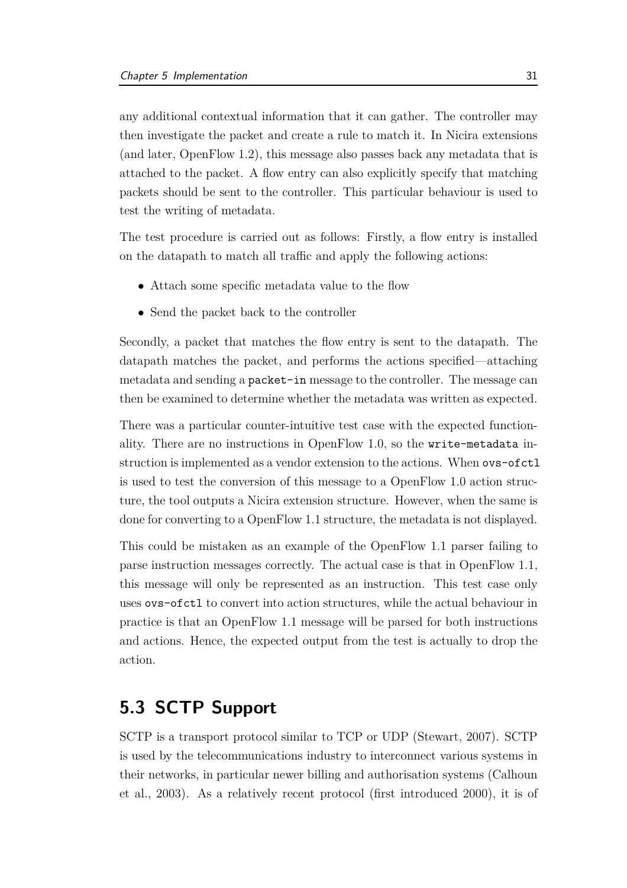any additional contextual information that it can gather. The controller may then investigate the packet and create a rule to match it. In Nicira extensions (and later, OpenFlow 1.2), this message also passes back any metadata that is attached to the packet. A flow entry can also explicitly specify that matching packets should be sent to the controller. This particular behaviour is used to test the writing of metadata.

The test procedure is carried out as follows: Firstly, a flow entry is installed on the datapath to match all traffic and apply the following actions:

- Attach some specific metadata value to the flow
- Send the packet back to the controller

Secondly, a packet that matches the flow entry is sent to the datapath. The datapath matches the packet, and performs the actions specified—attaching metadata and sending a `packet-in` message to the controller. The message can then be examined to determine whether the metadata was written as expected.

There was a particular counter-intuitive test case with the expected functionality. There are no instructions in OpenFlow 1.0, so the `write-metadata` instruction is implemented as a vendor extension to the actions. When `ovs-ofctl` is used to test the conversion of this message to a OpenFlow 1.0 action structure, the tool outputs a Nicira extension structure. However, when the same is done for converting to a OpenFlow 1.1 structure, the metadata is not displayed.

This could be mistaken as an example of the OpenFlow 1.1 parser failing to parse instruction messages correctly. The actual case is that in OpenFlow 1.1, this message will only be represented as an instruction. This test case only uses `ovs-ofctl` to convert into action structures, while the actual behaviour in practice is that an OpenFlow 1.1 message will be parsed for both instructions and actions. Hence, the expected output from the test is actually to drop the action.

## 5.3 SCTP Support

SCTP is a transport protocol similar to TCP or UDP (Stewart, 2007). SCTP is used by the telecommunications industry to interconnect various systems in their networks, in particular newer billing and authorisation systems (Calhoun et al., 2003). As a relatively recent protocol (first introduced 2000), it is of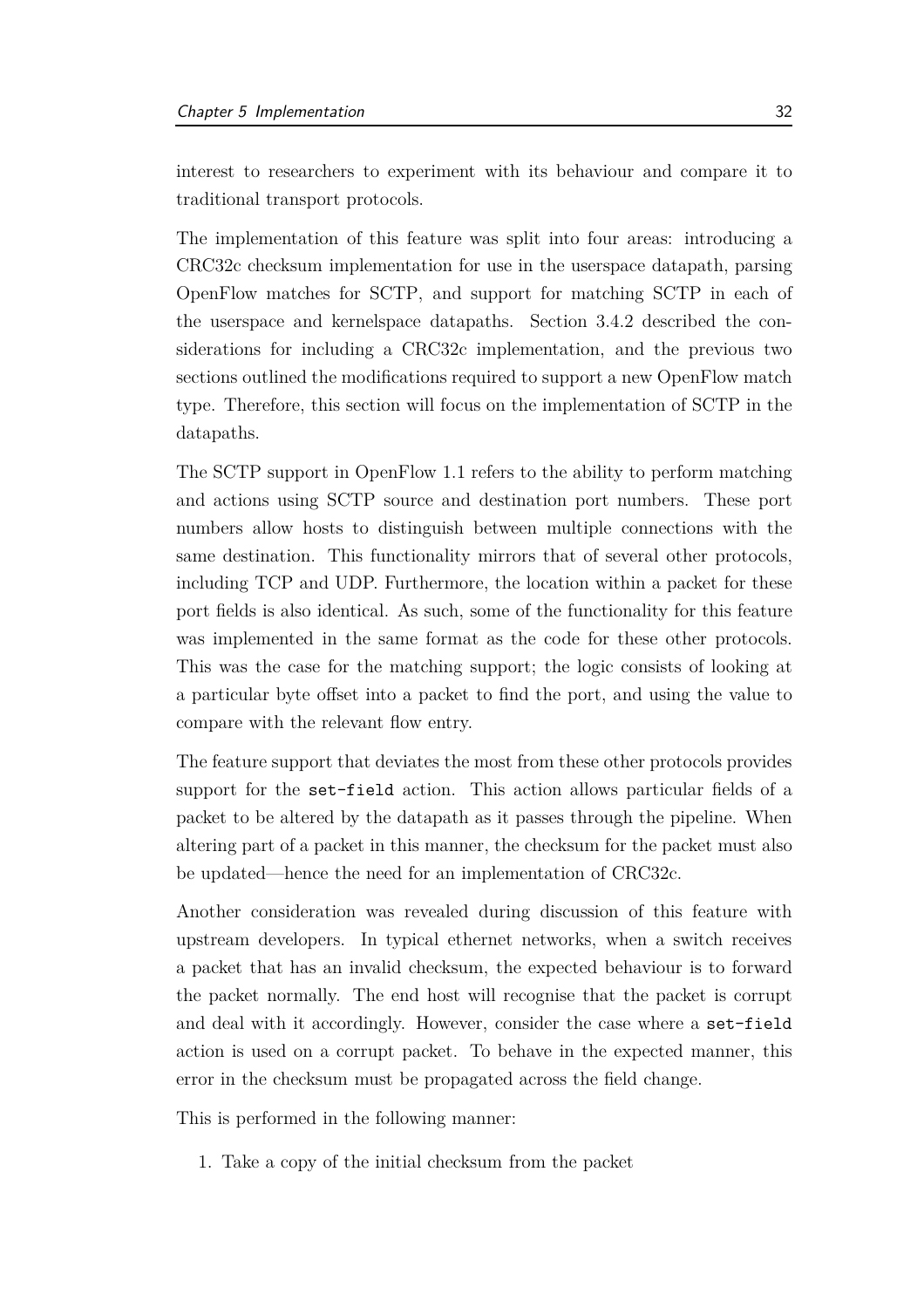interest to researchers to experiment with its behaviour and compare it to traditional transport protocols.

The implementation of this feature was split into four areas: introducing a CRC32c checksum implementation for use in the userspace datapath, parsing OpenFlow matches for SCTP, and support for matching SCTP in each of the userspace and kernelspace datapaths. Section 3.4.2 described the considerations for including a CRC32c implementation, and the previous two sections outlined the modifications required to support a new OpenFlow match type. Therefore, this section will focus on the implementation of SCTP in the datapaths.

The SCTP support in OpenFlow 1.1 refers to the ability to perform matching and actions using SCTP source and destination port numbers. These port numbers allow hosts to distinguish between multiple connections with the same destination. This functionality mirrors that of several other protocols, including TCP and UDP. Furthermore, the location within a packet for these port fields is also identical. As such, some of the functionality for this feature was implemented in the same format as the code for these other protocols. This was the case for the matching support; the logic consists of looking at a particular byte offset into a packet to find the port, and using the value to compare with the relevant flow entry.

The feature support that deviates the most from these other protocols provides support for the `set-field` action. This action allows particular fields of a packet to be altered by the datapath as it passes through the pipeline. When altering part of a packet in this manner, the checksum for the packet must also be updated—hence the need for an implementation of CRC32c.

Another consideration was revealed during discussion of this feature with upstream developers. In typical ethernet networks, when a switch receives a packet that has an invalid checksum, the expected behaviour is to forward the packet normally. The end host will recognise that the packet is corrupt and deal with it accordingly. However, consider the case where a `set-field` action is used on a corrupt packet. To behave in the expected manner, this error in the checksum must be propagated across the field change.

This is performed in the following manner:

1. Take a copy of the initial checksum from the packet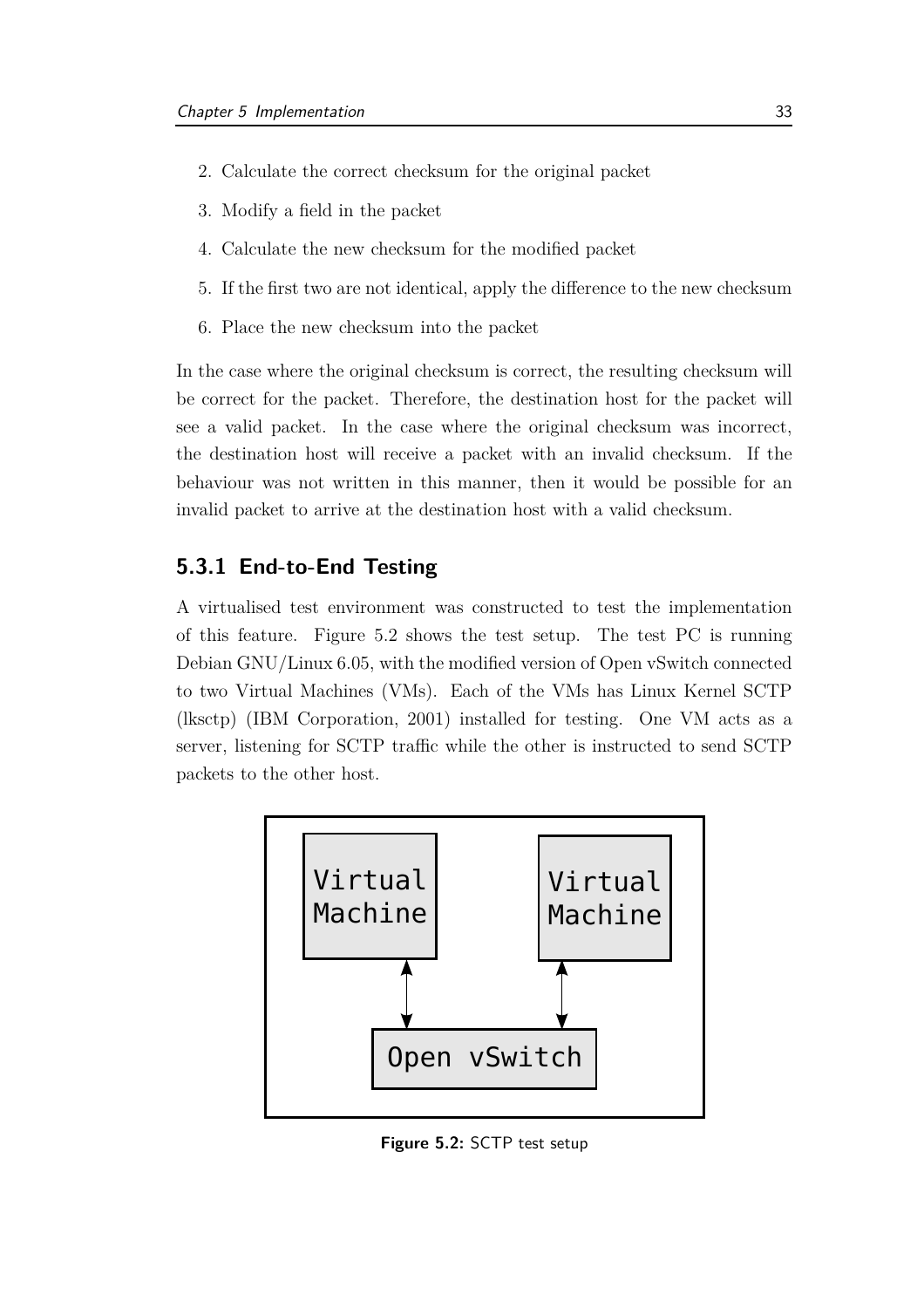2. Calculate the correct checksum for the original packet
3. Modify a field in the packet
4. Calculate the new checksum for the modified packet
5. If the first two are not identical, apply the difference to the new checksum
6. Place the new checksum into the packet

In the case where the original checksum is correct, the resulting checksum will be correct for the packet. Therefore, the destination host for the packet will see a valid packet. In the case where the original checksum was incorrect, the destination host will receive a packet with an invalid checksum. If the behaviour was not written in this manner, then it would be possible for an invalid packet to arrive at the destination host with a valid checksum.

### 5.3.1 End-to-End Testing

A virtualised test environment was constructed to test the implementation of this feature. Figure 5.2 shows the test setup. The test PC is running Debian GNU/Linux 6.05, with the modified version of Open vSwitch connected to two Virtual Machines (VMs). Each of the VMs has Linux Kernel SCTP (lksctp) (IBM Corporation, 2001) installed for testing. One VM acts as a server, listening for SCTP traffic while the other is instructed to send SCTP packets to the other host.

```
+-----------------------------------------+
|  +---------+            +---------+     |
|  | Virtual |            | Virtual |     |
|  | Machine |            | Machine |     |
|  +---------+            +---------+     |
|       ^                      ^          |
|       |                      |          |
|       v                      v          |
|      +------------------------+         |
|      |      Open vSwitch      |         |
|      +------------------------+         |
+-----------------------------------------+
```

**Figure 5.2:** SCTP test setup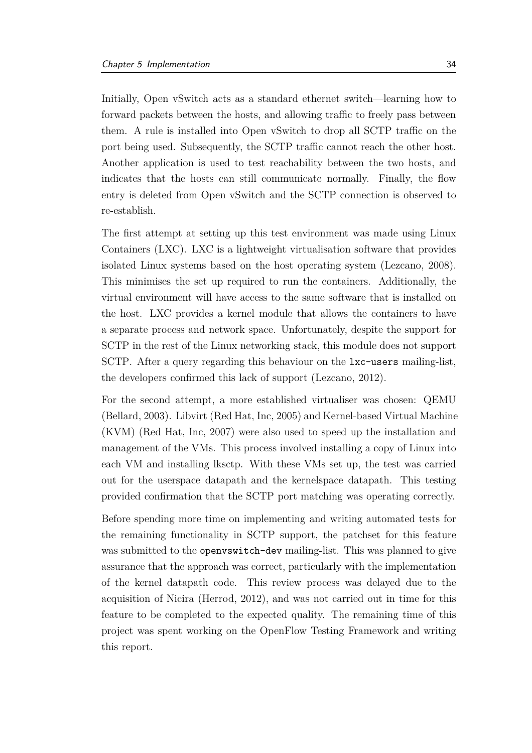Initially, Open vSwitch acts as a standard ethernet switch—learning how to forward packets between the hosts, and allowing traffic to freely pass between them. A rule is installed into Open vSwitch to drop all SCTP traffic on the port being used. Subsequently, the SCTP traffic cannot reach the other host. Another application is used to test reachability between the two hosts, and indicates that the hosts can still communicate normally. Finally, the flow entry is deleted from Open vSwitch and the SCTP connection is observed to re-establish.

The first attempt at setting up this test environment was made using Linux Containers (LXC). LXC is a lightweight virtualisation software that provides isolated Linux systems based on the host operating system (Lezcano, 2008). This minimises the set up required to run the containers. Additionally, the virtual environment will have access to the same software that is installed on the host. LXC provides a kernel module that allows the containers to have a separate process and network space. Unfortunately, despite the support for SCTP in the rest of the Linux networking stack, this module does not support SCTP. After a query regarding this behaviour on the `lxc-users` mailing-list, the developers confirmed this lack of support (Lezcano, 2012).

For the second attempt, a more established virtualiser was chosen: QEMU (Bellard, 2003). Libvirt (Red Hat, Inc, 2005) and Kernel-based Virtual Machine (KVM) (Red Hat, Inc, 2007) were also used to speed up the installation and management of the VMs. This process involved installing a copy of Linux into each VM and installing lksctp. With these VMs set up, the test was carried out for the userspace datapath and the kernelspace datapath. This testing provided confirmation that the SCTP port matching was operating correctly.

Before spending more time on implementing and writing automated tests for the remaining functionality in SCTP support, the patchset for this feature was submitted to the `openvswitch-dev` mailing-list. This was planned to give assurance that the approach was correct, particularly with the implementation of the kernel datapath code. This review process was delayed due to the acquisition of Nicira (Herrod, 2012), and was not carried out in time for this feature to be completed to the expected quality. The remaining time of this project was spent working on the OpenFlow Testing Framework and writing this report.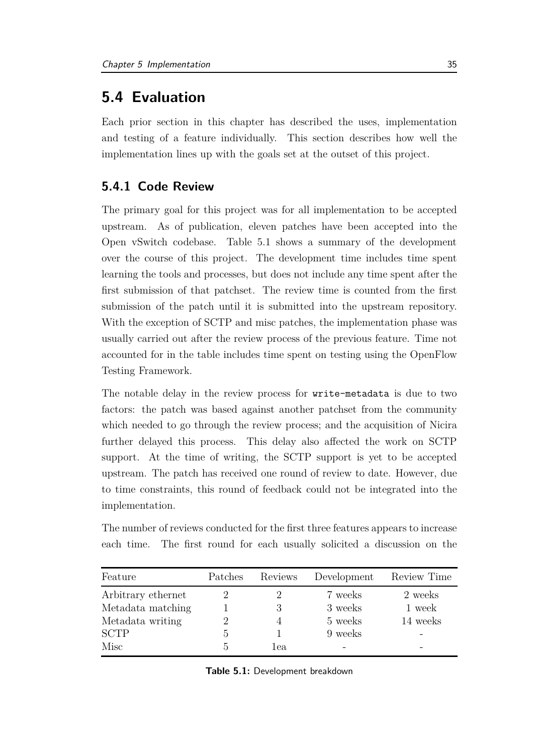## 5.4 Evaluation

Each prior section in this chapter has described the uses, implementation and testing of a feature individually. This section describes how well the implementation lines up with the goals set at the outset of this project.

### 5.4.1 Code Review

The primary goal for this project was for all implementation to be accepted upstream. As of publication, eleven patches have been accepted into the Open vSwitch codebase. Table 5.1 shows a summary of the development over the course of this project. The development time includes time spent learning the tools and processes, but does not include any time spent after the first submission of that patchset. The review time is counted from the first submission of the patch until it is submitted into the upstream repository. With the exception of SCTP and misc patches, the implementation phase was usually carried out after the review process of the previous feature. Time not accounted for in the table includes time spent on testing using the OpenFlow Testing Framework.

The notable delay in the review process for `write-metadata` is due to two factors: the patch was based against another patchset from the community which needed to go through the review process; and the acquisition of Nicira further delayed this process. This delay also affected the work on SCTP support. At the time of writing, the SCTP support is yet to be accepted upstream. The patch has received one round of review to date. However, due to time constraints, this round of feedback could not be integrated into the implementation.

The number of reviews conducted for the first three features appears to increase each time. The first round for each usually solicited a discussion on the

| Feature | Patches | Reviews | Development | Review Time |
|---|---|---|---|---|
| Arbitrary ethernet | 2 | 2 | 7 weeks | 2 weeks |
| Metadata matching | 1 | 3 | 3 weeks | 1 week |
| Metadata writing | 2 | 4 | 5 weeks | 14 weeks |
| SCTP | 5 | 1 | 9 weeks | - |
| Misc | 5 | 1ea | - | - |

**Table 5.1:** Development breakdown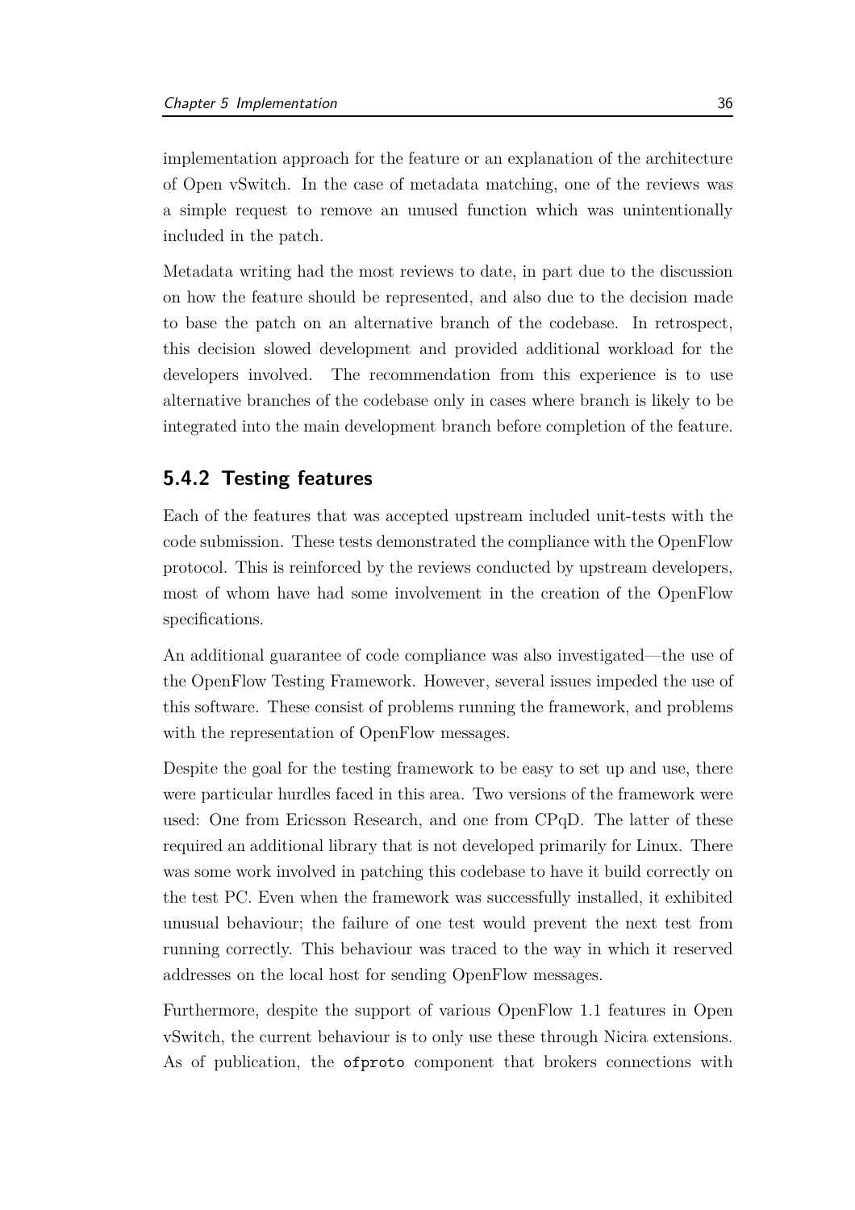implementation approach for the feature or an explanation of the architecture of Open vSwitch. In the case of metadata matching, one of the reviews was a simple request to remove an unused function which was unintentionally included in the patch.

Metadata writing had the most reviews to date, in part due to the discussion on how the feature should be represented, and also due to the decision made to base the patch on an alternative branch of the codebase. In retrospect, this decision slowed development and provided additional workload for the developers involved. The recommendation from this experience is to use alternative branches of the codebase only in cases where branch is likely to be integrated into the main development branch before completion of the feature.

### 5.4.2 Testing features

Each of the features that was accepted upstream included unit-tests with the code submission. These tests demonstrated the compliance with the OpenFlow protocol. This is reinforced by the reviews conducted by upstream developers, most of whom have had some involvement in the creation of the OpenFlow specifications.

An additional guarantee of code compliance was also investigated—the use of the OpenFlow Testing Framework. However, several issues impeded the use of this software. These consist of problems running the framework, and problems with the representation of OpenFlow messages.

Despite the goal for the testing framework to be easy to set up and use, there were particular hurdles faced in this area. Two versions of the framework were used: One from Ericsson Research, and one from CPqD. The latter of these required an additional library that is not developed primarily for Linux. There was some work involved in patching this codebase to have it build correctly on the test PC. Even when the framework was successfully installed, it exhibited unusual behaviour; the failure of one test would prevent the next test from running correctly. This behaviour was traced to the way in which it reserved addresses on the local host for sending OpenFlow messages.

Furthermore, despite the support of various OpenFlow 1.1 features in Open vSwitch, the current behaviour is to only use these through Nicira extensions. As of publication, the `ofproto` component that brokers connections with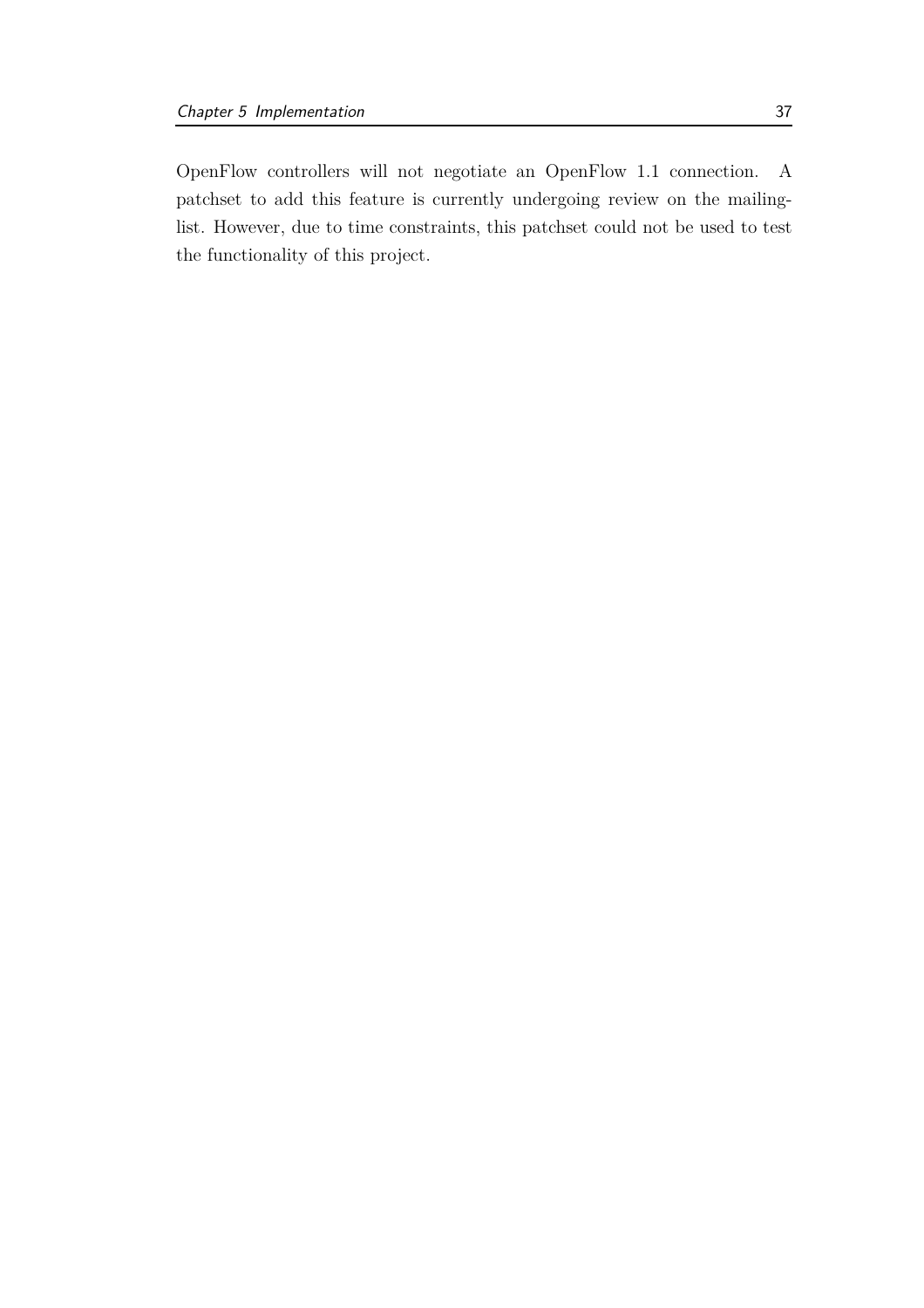OpenFlow controllers will not negotiate an OpenFlow 1.1 connection. A patchset to add this feature is currently undergoing review on the mailing-list. However, due to time constraints, this patchset could not be used to test the functionality of this project.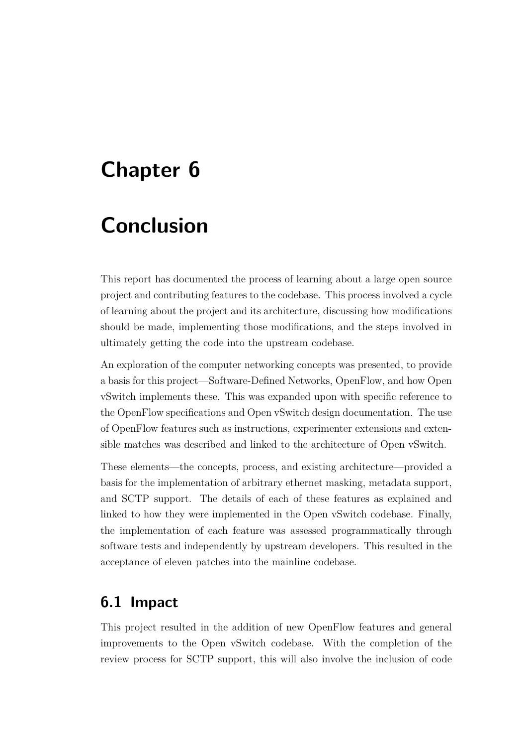# Chapter 6

# Conclusion

This report has documented the process of learning about a large open source project and contributing features to the codebase. This process involved a cycle of learning about the project and its architecture, discussing how modifications should be made, implementing those modifications, and the steps involved in ultimately getting the code into the upstream codebase.

An exploration of the computer networking concepts was presented, to provide a basis for this project—Software-Defined Networks, OpenFlow, and how Open vSwitch implements these. This was expanded upon with specific reference to the OpenFlow specifications and Open vSwitch design documentation. The use of OpenFlow features such as instructions, experimenter extensions and extensible matches was described and linked to the architecture of Open vSwitch.

These elements—the concepts, process, and existing architecture—provided a basis for the implementation of arbitrary ethernet masking, metadata support, and SCTP support. The details of each of these features as explained and linked to how they were implemented in the Open vSwitch codebase. Finally, the implementation of each feature was assessed programmatically through software tests and independently by upstream developers. This resulted in the acceptance of eleven patches into the mainline codebase.

## 6.1 Impact

This project resulted in the addition of new OpenFlow features and general improvements to the Open vSwitch codebase. With the completion of the review process for SCTP support, this will also involve the inclusion of code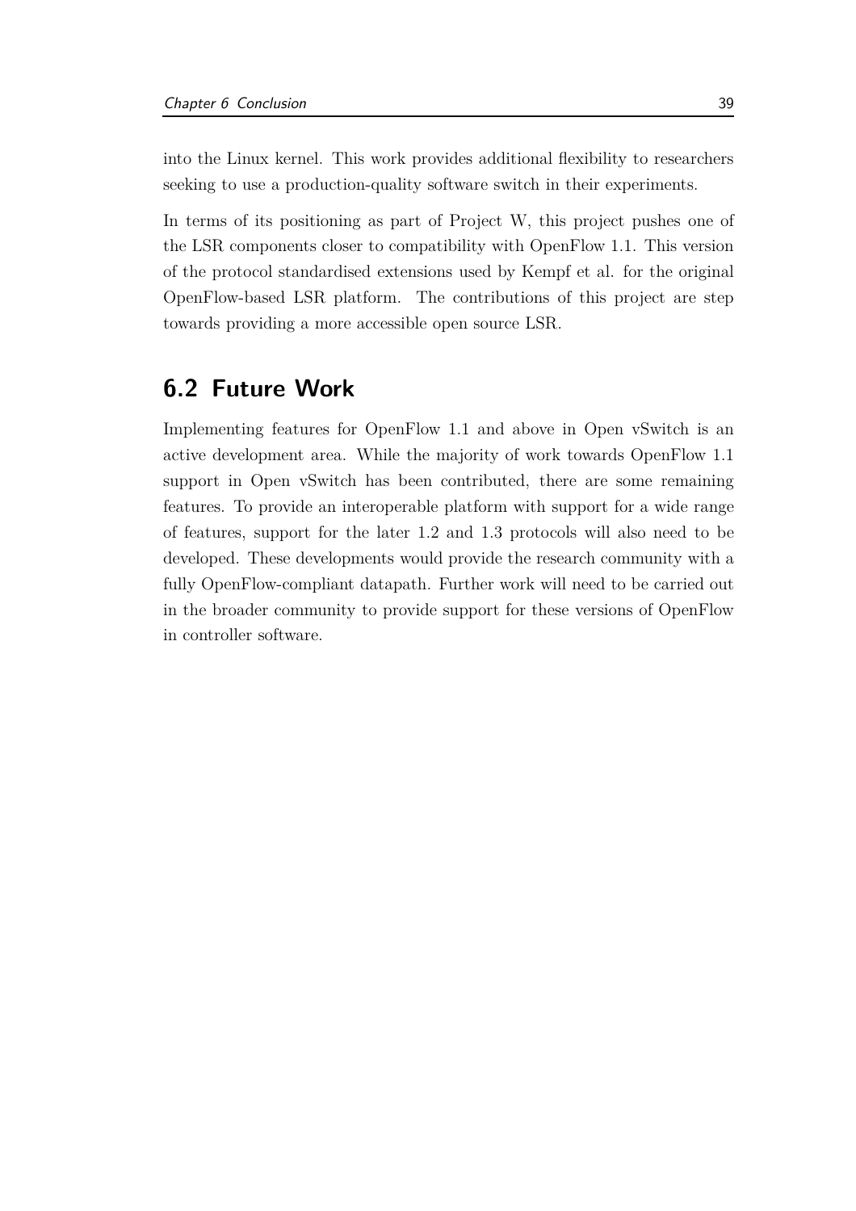into the Linux kernel. This work provides additional flexibility to researchers seeking to use a production-quality software switch in their experiments.

In terms of its positioning as part of Project W, this project pushes one of the LSR components closer to compatibility with OpenFlow 1.1. This version of the protocol standardised extensions used by Kempf et al. for the original OpenFlow-based LSR platform. The contributions of this project are step towards providing a more accessible open source LSR.

## 6.2 Future Work

Implementing features for OpenFlow 1.1 and above in Open vSwitch is an active development area. While the majority of work towards OpenFlow 1.1 support in Open vSwitch has been contributed, there are some remaining features. To provide an interoperable platform with support for a wide range of features, support for the later 1.2 and 1.3 protocols will also need to be developed. These developments would provide the research community with a fully OpenFlow-compliant datapath. Further work will need to be carried out in the broader community to provide support for these versions of OpenFlow in controller software.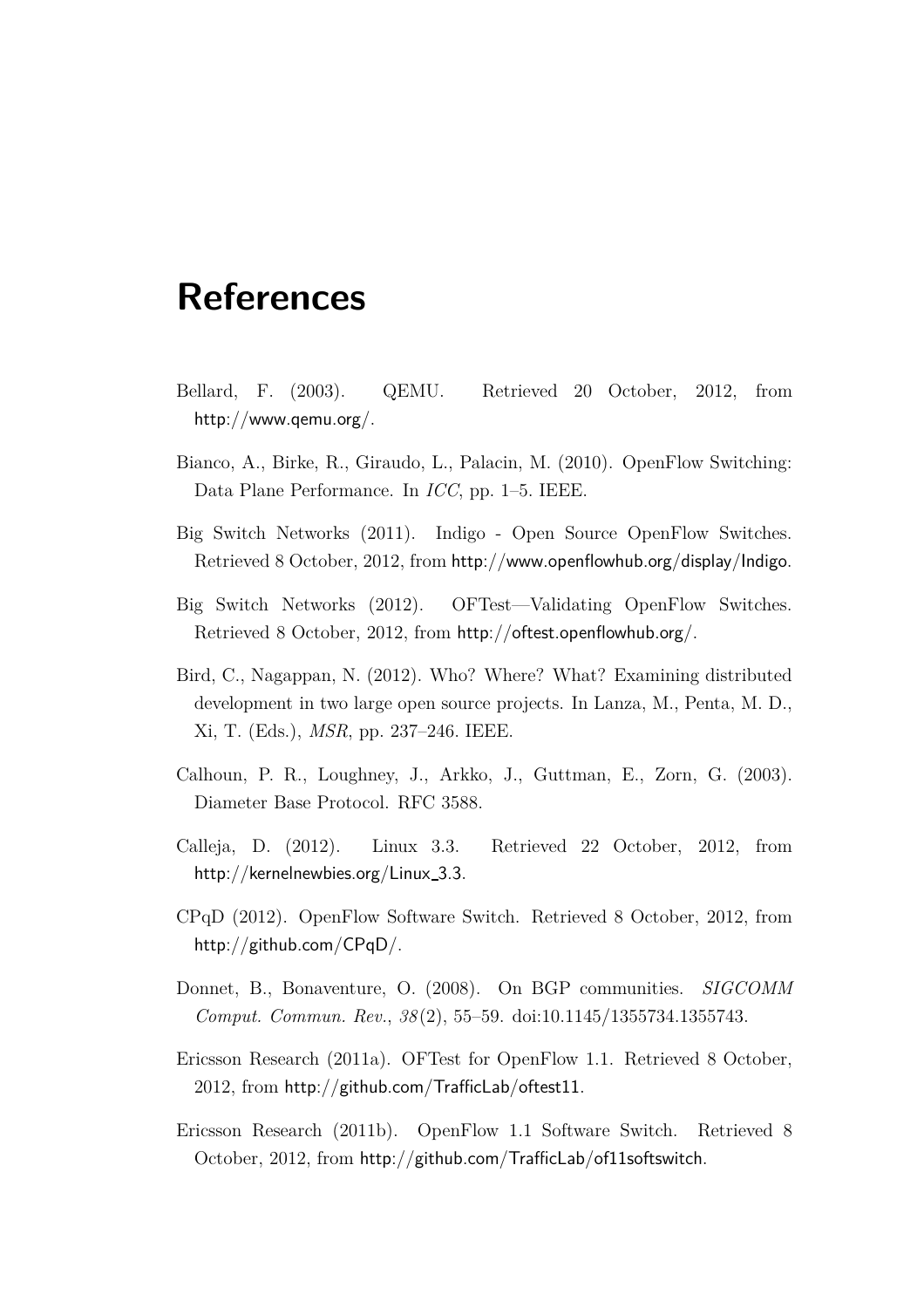# References

Bellard, F. (2003). QEMU. Retrieved 20 October, 2012, from http://www.qemu.org/.

Bianco, A., Birke, R., Giraudo, L., Palacin, M. (2010). OpenFlow Switching: Data Plane Performance. In *ICC*, pp. 1–5. IEEE.

Big Switch Networks (2011). Indigo - Open Source OpenFlow Switches. Retrieved 8 October, 2012, from http://www.openflowhub.org/display/Indigo.

Big Switch Networks (2012). OFTest—Validating OpenFlow Switches. Retrieved 8 October, 2012, from http://oftest.openflowhub.org/.

Bird, C., Nagappan, N. (2012). Who? Where? What? Examining distributed development in two large open source projects. In Lanza, M., Penta, M. D., Xi, T. (Eds.), *MSR*, pp. 237–246. IEEE.

Calhoun, P. R., Loughney, J., Arkko, J., Guttman, E., Zorn, G. (2003). Diameter Base Protocol. RFC 3588.

Calleja, D. (2012). Linux 3.3. Retrieved 22 October, 2012, from http://kernelnewbies.org/Linux_3.3.

CPqD (2012). OpenFlow Software Switch. Retrieved 8 October, 2012, from http://github.com/CPqD/.

Donnet, B., Bonaventure, O. (2008). On BGP communities. *SIGCOMM Comput. Commun. Rev.*, *38*(2), 55–59. doi:10.1145/1355734.1355743.

Ericsson Research (2011a). OFTest for OpenFlow 1.1. Retrieved 8 October, 2012, from http://github.com/TrafficLab/oftest11.

Ericsson Research (2011b). OpenFlow 1.1 Software Switch. Retrieved 8 October, 2012, from http://github.com/TrafficLab/of11softswitch.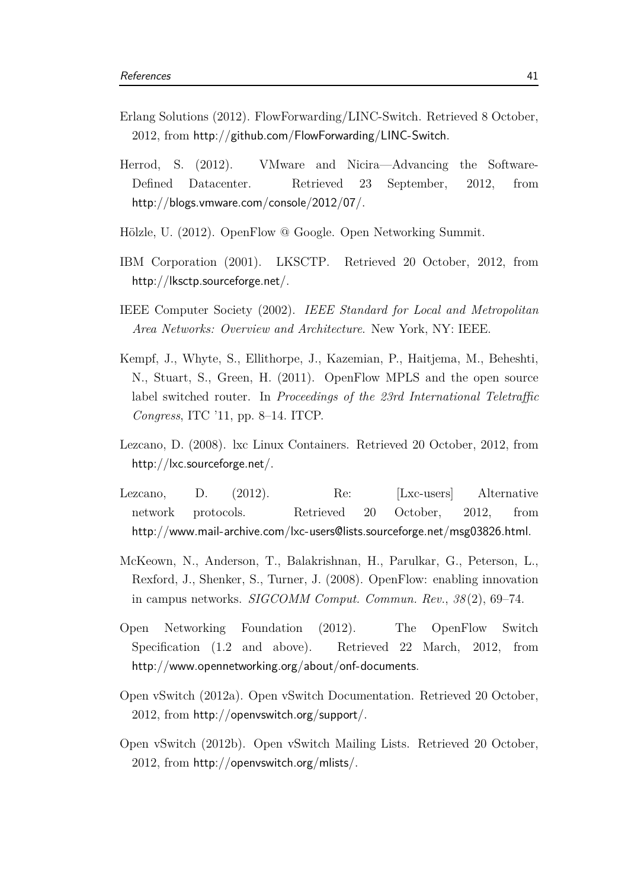Erlang Solutions (2012). FlowForwarding/LINC-Switch. Retrieved 8 October, 2012, from http://github.com/FlowForwarding/LINC-Switch.

Herrod, S. (2012). VMware and Nicira—Advancing the Software-Defined Datacenter. Retrieved 23 September, 2012, from http://blogs.vmware.com/console/2012/07/.

Hölzle, U. (2012). OpenFlow @ Google. Open Networking Summit.

IBM Corporation (2001). LKSCTP. Retrieved 20 October, 2012, from http://lksctp.sourceforge.net/.

IEEE Computer Society (2002). *IEEE Standard for Local and Metropolitan Area Networks: Overview and Architecture*. New York, NY: IEEE.

Kempf, J., Whyte, S., Ellithorpe, J., Kazemian, P., Haitjema, M., Beheshti, N., Stuart, S., Green, H. (2011). OpenFlow MPLS and the open source label switched router. In *Proceedings of the 23rd International Teletraffic Congress*, ITC '11, pp. 8–14. ITCP.

Lezcano, D. (2008). lxc Linux Containers. Retrieved 20 October, 2012, from http://lxc.sourceforge.net/.

Lezcano, D. (2012). Re: [Lxc-users] Alternative network protocols. Retrieved 20 October, 2012, from http://www.mail-archive.com/lxc-users@lists.sourceforge.net/msg03826.html.

McKeown, N., Anderson, T., Balakrishnan, H., Parulkar, G., Peterson, L., Rexford, J., Shenker, S., Turner, J. (2008). OpenFlow: enabling innovation in campus networks. *SIGCOMM Comput. Commun. Rev.*, *38*(2), 69–74.

Open Networking Foundation (2012). The OpenFlow Switch Specification (1.2 and above). Retrieved 22 March, 2012, from http://www.opennetworking.org/about/onf-documents.

Open vSwitch (2012a). Open vSwitch Documentation. Retrieved 20 October, 2012, from http://openvswitch.org/support/.

Open vSwitch (2012b). Open vSwitch Mailing Lists. Retrieved 20 October, 2012, from http://openvswitch.org/mlists/.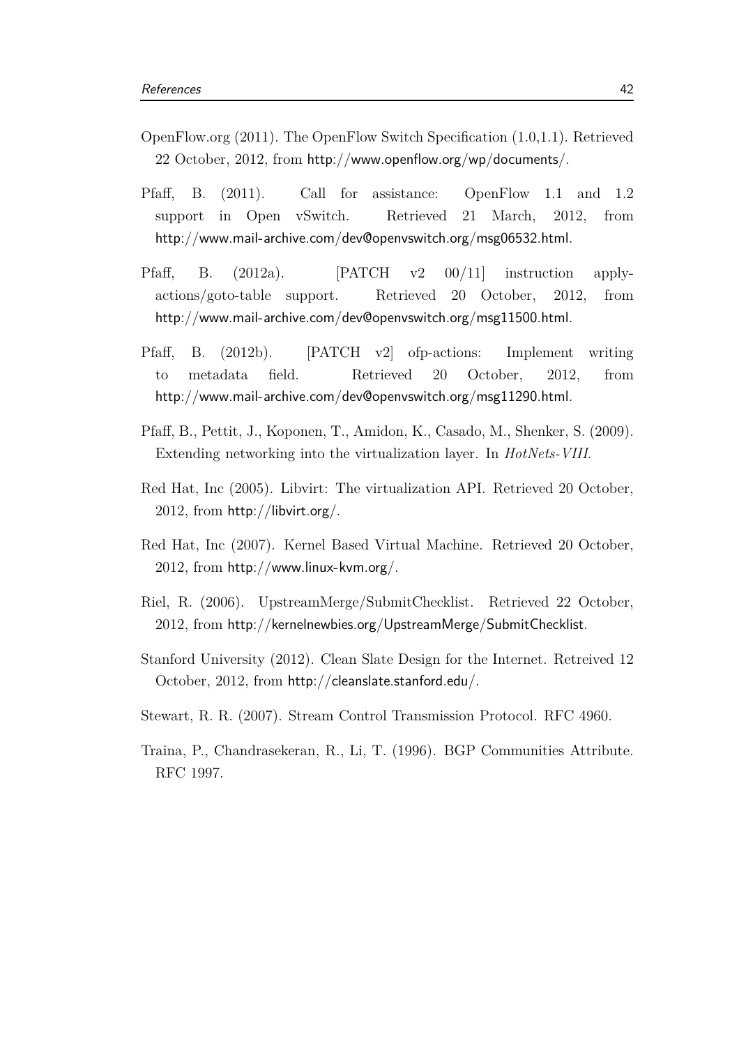OpenFlow.org (2011). The OpenFlow Switch Specification (1.0,1.1). Retrieved 22 October, 2012, from http://www.openflow.org/wp/documents/.

Pfaff, B. (2011). Call for assistance: OpenFlow 1.1 and 1.2 support in Open vSwitch. Retrieved 21 March, 2012, from http://www.mail-archive.com/dev@openvswitch.org/msg06532.html.

Pfaff, B. (2012a). [PATCH v2 00/11] instruction apply-actions/goto-table support. Retrieved 20 October, 2012, from http://www.mail-archive.com/dev@openvswitch.org/msg11500.html.

Pfaff, B. (2012b). [PATCH v2] ofp-actions: Implement writing to metadata field. Retrieved 20 October, 2012, from http://www.mail-archive.com/dev@openvswitch.org/msg11290.html.

Pfaff, B., Pettit, J., Koponen, T., Amidon, K., Casado, M., Shenker, S. (2009). Extending networking into the virtualization layer. In *HotNets-VIII*.

Red Hat, Inc (2005). Libvirt: The virtualization API. Retrieved 20 October, 2012, from http://libvirt.org/.

Red Hat, Inc (2007). Kernel Based Virtual Machine. Retrieved 20 October, 2012, from http://www.linux-kvm.org/.

Riel, R. (2006). UpstreamMerge/SubmitChecklist. Retrieved 22 October, 2012, from http://kernelnewbies.org/UpstreamMerge/SubmitChecklist.

Stanford University (2012). Clean Slate Design for the Internet. Retreived 12 October, 2012, from http://cleanslate.stanford.edu/.

Stewart, R. R. (2007). Stream Control Transmission Protocol. RFC 4960.

Traina, P., Chandrasekeran, R., Li, T. (1996). BGP Communities Attribute. RFC 1997.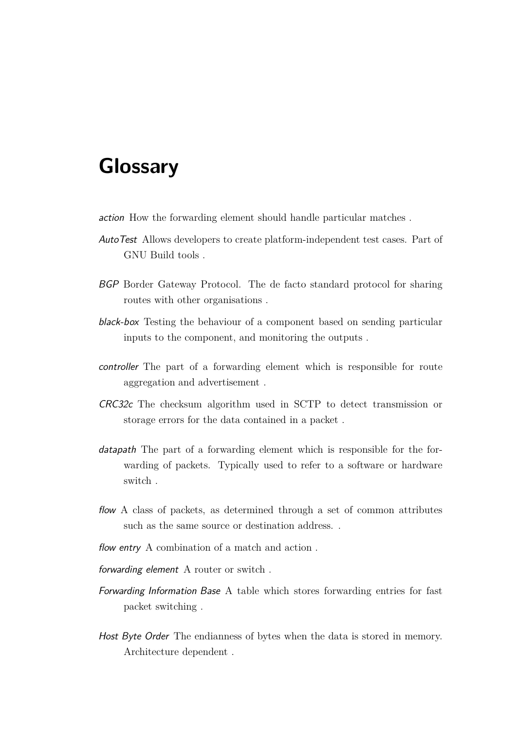# Glossary

*action* How the forwarding element should handle particular matches .

*AutoTest* Allows developers to create platform-independent test cases. Part of GNU Build tools .

*BGP* Border Gateway Protocol. The de facto standard protocol for sharing routes with other organisations .

*black-box* Testing the behaviour of a component based on sending particular inputs to the component, and monitoring the outputs .

*controller* The part of a forwarding element which is responsible for route aggregation and advertisement .

*CRC32c* The checksum algorithm used in SCTP to detect transmission or storage errors for the data contained in a packet .

*datapath* The part of a forwarding element which is responsible for the forwarding of packets. Typically used to refer to a software or hardware switch .

*flow* A class of packets, as determined through a set of common attributes such as the same source or destination address. .

*flow entry* A combination of a match and action .

*forwarding element* A router or switch .

*Forwarding Information Base* A table which stores forwarding entries for fast packet switching .

*Host Byte Order* The endianness of bytes when the data is stored in memory. Architecture dependent .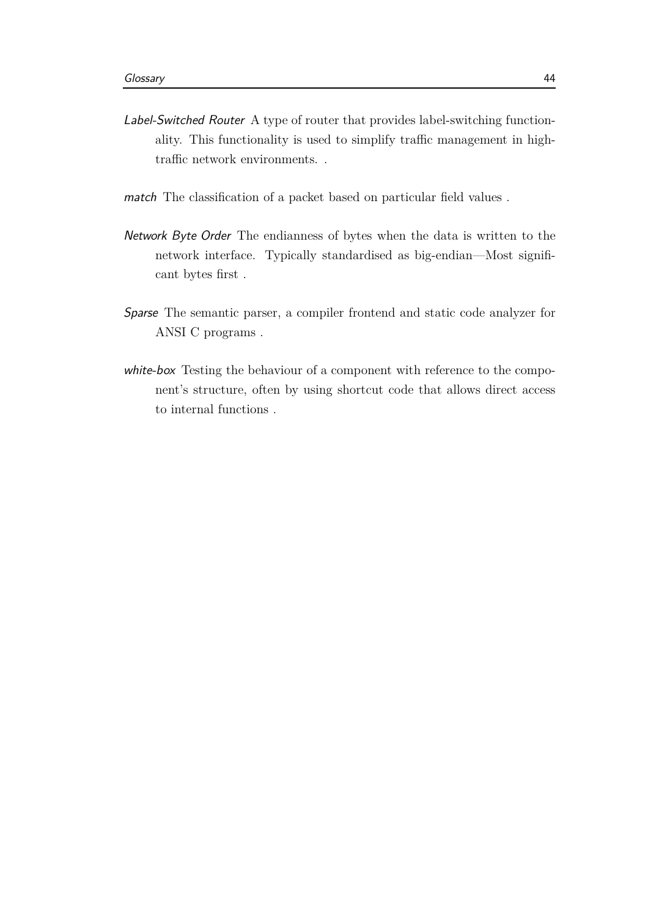*Label-Switched Router* A type of router that provides label-switching functionality. This functionality is used to simplify traffic management in high-traffic network environments. .

*match* The classification of a packet based on particular field values .

*Network Byte Order* The endianness of bytes when the data is written to the network interface. Typically standardised as big-endian—Most significant bytes first .

*Sparse* The semantic parser, a compiler frontend and static code analyzer for ANSI C programs .

*white-box* Testing the behaviour of a component with reference to the component's structure, often by using shortcut code that allows direct access to internal functions .